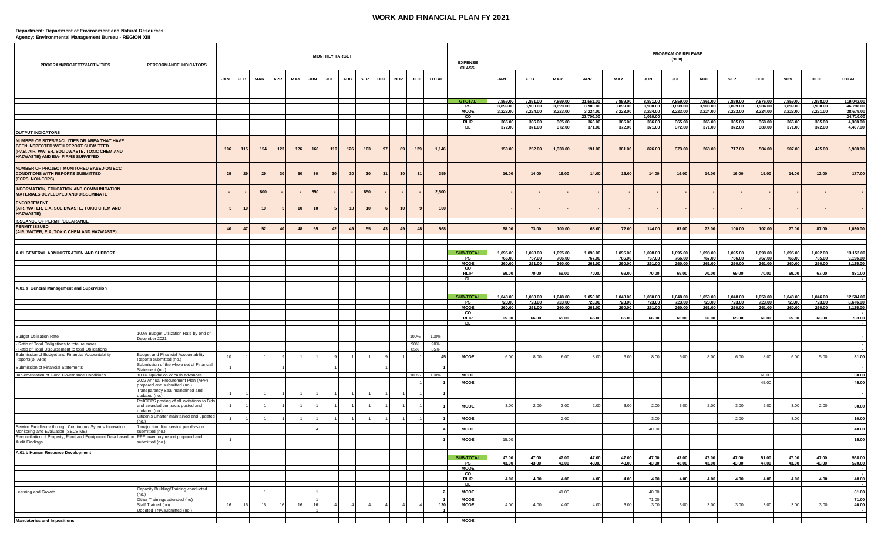# WORK AND FINANCIAL PLAN FY 2021

**Department: Department of Environment and Natural Resources**
**Agency: Environmental Management Bureau - REGION XIII**

| PROGRAM/PROJECTS/ACTIVITIES | PERFORMANCE INDICATORS | MONTHLY TARGET | | | | | | | | | | | | | EXPENSE CLASS | PROGRAM OF RELEASE ('000) | | | | | | | | | | | | |
|---|---|---|---|---|---|---|---|---|---|---|---|---|---|---|---|---|---|---|---|---|---|---|---|---|---|---|---|---|
| | | JAN | FEB | MAR | APR | MAY | JUN | JUL | AUG | SEP | OCT | NOV | DEC | TOTAL | | JAN | FEB | MAR | APR | MAY | JUN | JUL | AUG | SEP | OCT | NOV | DEC | TOTAL |
| | | | | | | | | | | | | | | | GTOTAL | 7,859.00 | 7,861.00 | 7,859.00 | 31,561.00 | 7,859.00 | 8,871.00 | 7,859.00 | 7,861.00 | 7,859.00 | 7,876.00 | 7,859.00 | 7,858.00 | 119,042.00 |
| | | | | | | | | | | | | | | | PS | 3,899.00 | 3,900.00 | 3,899.00 | 3,900.00 | 3,899.00 | 3,900.00 | 3,899.00 | 3,900.00 | 3,899.00 | 3,904.00 | 3,899.00 | 3,900.00 | 46,798.00 |
| | | | | | | | | | | | | | | | MOOE | 3,223.00 | 3,224.00 | 3,223.00 | 3,224.00 | 3,223.00 | 3,224.00 | 3,223.00 | 3,224.00 | 3,223.00 | 3,224.00 | 3,223.00 | 3,221.00 | 38,679.00 |
| | | | | | | | | | | | | | | | CO | | | | 23,700.00 | | 1,010.00 | | | | | | | 24,710.00 |
| | | | | | | | | | | | | | | | RLIP | 365.00 | 366.00 | 365.00 | 366.00 | 365.00 | 366.00 | 365.00 | 366.00 | 365.00 | 368.00 | 366.00 | 365.00 | 4,388.00 |
| | | | | | | | | | | | | | | | DL | 372.00 | 371.00 | 372.00 | 371.00 | 372.00 | 371.00 | 372.00 | 371.00 | 372.00 | 380.00 | 371.00 | 372.00 | 4,467.00 |
| **OUTPUT INDICATORS** | | | | | | | | | | | | | | | | | | | | | | | | | | | | |
| **NUMBER OF SITES/FACILITIES OR AREA THAT HAVE BEEN INSPECTED WITH REPORT SUBMITTED (PAB, AIR, WATER, SOLIDWASTE, TOXIC CHEM AND HAZWASTE) AND EIA- FIRMS SURVEYED** | | 106 | 115 | 154 | 123 | 126 | 160 | 119 | 126 | 163 | 97 | 89 | 129 | 1,146 | | 150.00 | 252.00 | 1,338.00 | 191.00 | 361.00 | 826.00 | 373.00 | 268.00 | 717.00 | 584.00 | 507.00 | 425.00 | 5,968.00 |
| **NUMBER OF PROJECT MONITORED BASED ON ECC CONDITIONS WITH REPORTS SUBMITTED (ECPS, NON-ECPS)** | | 29 | 29 | 29 | 30 | 30 | 30 | 30 | 30 | 30 | 31 | 30 | 31 | 359 | | 16.00 | 14.00 | 16.00 | 14.00 | 16.00 | 14.00 | 16.00 | 14.00 | 16.00 | 15.00 | 14.00 | 12.00 | 177.00 |
| **INFORMATION, EDUCATION AND COMMUNICATION MATERIALS DEVELOPED AND DISSEMINATE** | | - | - | 800 | - | - | 850 | - | - | 850 | - | - | - | 2,500 | | - | - | - | - | - | - | - | - | - | - | - | - | - |
| **ENFORCEMENT (AIR, WATER, EIA, SOLIDWASTE, TOXIC CHEM AND HAZWASTE)** | | 5 | 10 | 10 | 5 | 10 | 10 | 5 | 10 | 10 | 6 | 10 | 9 | 100 | | - | - | - | - | - | - | - | - | - | - | - | - | - |
| **ISSUANCE OF PERMIT/CLEARANCE** | | | | | | | | | | | | | | | | | | | | | | | | | | | | |
| **PERMIT ISSUED (AIR, WATER, EIA, TOXIC CHEM AND HAZWASTE)** | | 40 | 47 | 52 | 40 | 48 | 55 | 42 | 49 | 55 | 43 | 49 | 48 | 568 | | 68.00 | 73.00 | 100.00 | 68.00 | 72.00 | 144.00 | 67.00 | 72.00 | 100.00 | 102.00 | 77.00 | 87.00 | 1,030.00 |
| **A.01 GENERAL ADMINISTRATION AND SUPPORT** | | | | | | | | | | | | | | | SUB-TOTAL | 1,095.00 | 1,098.00 | 1,095.00 | 1,098.00 | 1,095.00 | 1,098.00 | 1,095.00 | 1,098.00 | 1,095.00 | 1,098.00 | 1,095.00 | 1,092.00 | 13,152.00 |
| | | | | | | | | | | | | | | | PS | 766.00 | 767.00 | 766.00 | 767.00 | 766.00 | 767.00 | 766.00 | 767.00 | 766.00 | 767.00 | 766.00 | 765.00 | 9,196.00 |
| | | | | | | | | | | | | | | | MOOE | 260.00 | 261.00 | 260.00 | 261.00 | 260.00 | 261.00 | 260.00 | 261.00 | 260.00 | 261.00 | 260.00 | 260.00 | 3,125.00 |
| | | | | | | | | | | | | | | | CO | | | | | | | | | | | | | |
| | | | | | | | | | | | | | | | RLIP | 69.00 | 70.00 | 69.00 | 70.00 | 69.00 | 70.00 | 69.00 | 70.00 | 69.00 | 70.00 | 69.00 | 67.00 | 831.00 |
| | | | | | | | | | | | | | | | DL | | | | | | | | | | | | | - |
| **A.01.a General Management and Supervision** | | | | | | | | | | | | | | | | | | | | | | | | | | | | |
| | | | | | | | | | | | | | | | SUB-TOTAL | 1,048.00 | 1,050.00 | 1,048.00 | 1,050.00 | 1,048.00 | 1,050.00 | 1,048.00 | 1,050.00 | 1,048.00 | 1,050.00 | 1,048.00 | 1,046.00 | 12,584.00 |
| | | | | | | | | | | | | | | | PS | 723.00 | 723.00 | 723.00 | 723.00 | 723.00 | 723.00 | 723.00 | 723.00 | 723.00 | 723.00 | 723.00 | 723.00 | 8,676.00 |
| | | | | | | | | | | | | | | | MOOE | 260.00 | 261.00 | 260.00 | 261.00 | 260.00 | 261.00 | 260.00 | 261.00 | 260.00 | 261.00 | 260.00 | 260.00 | 3,125.00 |
| | | | | | | | | | | | | | | | CO | | | | | | | | | | | | | |
| | | | | | | | | | | | | | | | RLIP | 65.00 | 66.00 | 65.00 | 66.00 | 65.00 | 66.00 | 65.00 | 66.00 | 65.00 | 66.00 | 65.00 | 63.00 | 783.00 |
| | | | | | | | | | | | | | | | DL | | | | | | | | | | | | | - |
| Budget Utilization Rate | 100% Budget Utilization Rate by end of December 2021 | | | | | | | | | | | | 100% | 100% | | | | | | | | | | | | | | - |
| - Ratio of Total Obligations to total releases | | | | | | | | | | | | | 90% | 90% | | | | | | | | | | | | | | - |
| - Ratio of Total Disbursement to total Obligations | | | | | | | | | | | | | 85% | 85% | | | | | | | | | | | | | | - |
| Submission of Budget and Financial Accountability Reports(BFARs) | Budget and Financial Accountability Reports submitted (no.) | 10 | 1 | 1 | 9 | 1 | 1 | 9 | 1 | 1 | 9 | 1 | 1 | 45 | MOOE | 6.00 | 8.00 | 6.00 | 8.00 | 6.00 | 8.00 | 6.00 | 8.00 | 6.00 | 8.00 | 6.00 | 5.00 | 81.00 |
| Submission of Financial Statements | Submission of the whole set of Financial Statement (no.) | 1 | | | 1 | | | 1 | | | 1 | | | 1 | | | | | | | | | | | | | | - |
| Implementation of Good Governance Conditions | 100% liquidation of cash advances | | | | | | | | | | | | 100% | 100% | MOOE | | | | | | | | | | 60.00 | | | 60.00 |
| | 2022 Annual Procurement Plan (APP) prepared and submitted (no.) | | | | | | | | | | | | 1 | 1 | MOOE | | | | | | | | | | 45.00 | | | 45.00 |
| | Transparency Seal maintained and updated (no.) | 1 | 1 | 1 | 1 | 1 | 1 | 1 | 1 | 1 | 1 | 1 | 1 | 1 | | | | | | | | | | | | | | - |
| | PhilGEPS posting of all invitations to Bids and awarded contracts posted and updated (no.) | 1 | 1 | 1 | 1 | 1 | 1 | 1 | 1 | 1 | 1 | 1 | 1 | 1 | MOOE | 3.00 | 2.00 | 3.00 | 2.00 | 3.00 | 2.00 | 3.00 | 2.00 | 3.00 | 2.00 | 3.00 | 2.00 | 30.00 |
| | Citizen's Charter maintained and updated (no.) | 1 | 1 | 1 | 1 | 1 | 1 | 1 | 1 | 1 | 1 | 1 | 1 | 1 | MOOE | | 2.00 | | | | 3.00 | | | 2.00 | | 3.00 | | 10.00 |
| Service Excellence through Continuous Sytems Innovation Monitoring and Evaluation (SECSIME) | 1 major frontline service per division submitted (no.) | | | | | | 4 | | | | | | | 4 | MOOE | | | | | | 40.00 | | | | | | | 40.00 |
| Reconciliation of Property, Plant and Equipment Data based on Audit Findings | PPE inventory report prepared and submitted (no.) | 1 | | | | | | | | | | | | 1 | MOOE | 15.00 | | | | | | | | | | | | 15.00 |
| **A.01.b Human Resource Development** | | | | | | | | | | | | | | | | | | | | | | | | | | | | |
| | | | | | | | | | | | | | | | SUB-TOTAL | 47.00 | 47.00 | 47.00 | 47.00 | 47.00 | 47.00 | 47.00 | 47.00 | 47.00 | 51.00 | 47.00 | 47.00 | 568.00 |
| | | | | | | | | | | | | | | | PS | 43.00 | 43.00 | 43.00 | 43.00 | 43.00 | 43.00 | 43.00 | 43.00 | 43.00 | 47.00 | 43.00 | 43.00 | 520.00 |
| | | | | | | | | | | | | | | | MOOE | | | | | | | | | | | | | - |
| | | | | | | | | | | | | | | | CO | | | | | | | | | | | | | - |
| | | | | | | | | | | | | | | | RLIP | 4.00 | 4.00 | 4.00 | 4.00 | 4.00 | 4.00 | 4.00 | 4.00 | 4.00 | 4.00 | 4.00 | 4.00 | 48.00 |
| | | | | | | | | | | | | | | | DL | | | | | | | | | | | | | |
| Learning and Growth | Capacity Building/Training conducted (no.) | | | 1 | | | 1 | | | | | | | 2 | MOOE | | | | 41.00 | | 40.00 | | | | | | | 81.00 |
| | Other Trainings attended (no) | | | | | | 1 | | | | | | | 1 | MOOE | | | | | | 71.00 | | | | | | | 71.00 |
| | Staff Trained (no) | 16 | 16 | 16 | 16 | 16 | 16 | 4 | 4 | 4 | 4 | 4 | 4 | 120 | MOOE | 4.00 | 4.00 | 4.00 | 4.00 | 3.00 | 3.00 | 3.00 | 3.00 | 3.00 | 3.00 | 3.00 | 3.00 | 40.00 |
| | Updated TNA submitted (no.) | | | | | | 1 | | | | | | | 1 | | | | | | | | | | | | | | - |
| **Mandatories and Impositions** | | | | | | | | | | | | | | | MOOE | | | | | | | | | | | | | |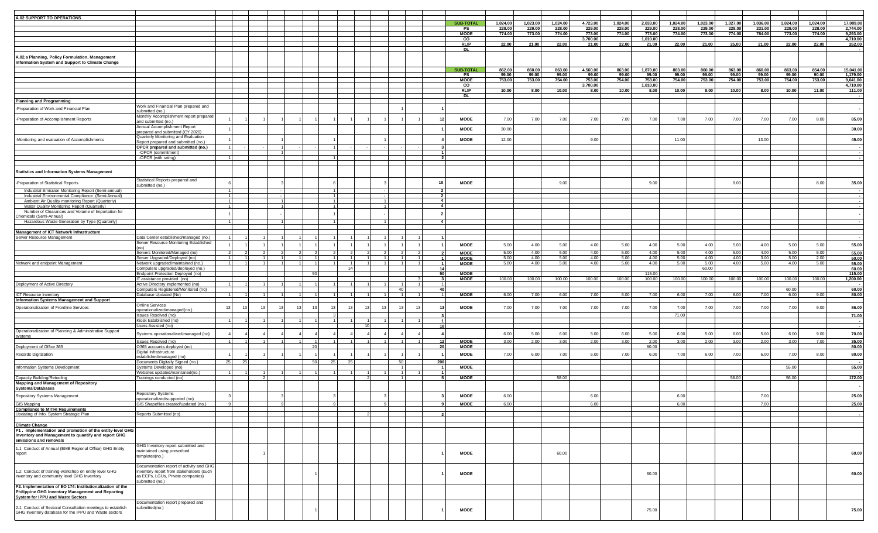| | | | | | | | | | | | | | | | | | | | | | | | | | | | | |
|---|---|---|---|---|---|---|---|---|---|---|---|---|---|---|---|---|---|---|---|---|---|---|---|---|---|---|---|---|
| **A.02 SUPPORT TO OPERATIONS** | | | | | | | | | | | | | | | | | | | | | | | | | | | | |
| | | | | | | | | | | | | | | | **SUB-TOTAL** | 1,024.00 | 1,023.00 | 1,024.00 | 4,723.00 | 1,024.00 | 2,033.00 | 1,024.00 | 1,023.00 | 1,027.00 | 1,036.00 | 1,024.00 | 1,024.00 | 17,009.00 |
| | | | | | | | | | | | | | | | PS | 228.00 | 229.00 | 228.00 | 229.00 | 228.00 | 229.00 | 228.00 | 229.00 | 228.00 | 231.00 | 229.00 | 228.00 | 2,744.00 |
| | | | | | | | | | | | | | | | MOOE | 774.00 | 773.00 | 774.00 | 773.00 | 774.00 | 773.00 | 774.00 | 773.00 | 774.00 | 784.00 | 773.00 | 774.00 | 9,293.00 |
| | | | | | | | | | | | | | | | CO | | | | 3,700.00 | | 1,010.00 | | | | | | | 4,710.00 |
| | | | | | | | | | | | | | | | RLIP | 22.00 | 21.00 | 22.00 | 21.00 | 22.00 | 21.00 | 22.00 | 21.00 | 25.00 | 21.00 | 22.00 | 22.00 | 262.00 |
| | | | | | | | | | | | | | | | DL | | | | | | | | | | | | | - |
| **A.02.a Planning, Policy Formulation, Management Information System and Support to Climate Change** | | | | | | | | | | | | | | | | | | | | | | | | | | | | |
| | | | | | | | | | | | | | | | **SUB-TOTAL** | 862.00 | 860.00 | 863.00 | 4,560.00 | 863.00 | 1,870.00 | 863.00 | 860.00 | 863.00 | 860.00 | 863.00 | 854.00 | 15,041.00 |
| | | | | | | | | | | | | | | | PS | 99.00 | 99.00 | 99.00 | 99.00 | 99.00 | 99.00 | 99.00 | 99.00 | 99.00 | 99.00 | 99.00 | 90.00 | 1,179.00 |
| | | | | | | | | | | | | | | | MOOE | 753.00 | 753.00 | 754.00 | 753.00 | 754.00 | 753.00 | 754.00 | 753.00 | 754.00 | 753.00 | 754.00 | 753.00 | 9,041.00 |
| | | | | | | | | | | | | | | | CO | | | | 3,700.00 | | 1,010.00 | | | | | | | 4,710.00 |
| | | | | | | | | | | | | | | | RLIP | 10.00 | 8.00 | 10.00 | 8.00 | 10.00 | 8.00 | 10.00 | 8.00 | 10.00 | 8.00 | 10.00 | 11.00 | 111.00 |
| | | | | | | | | | | | | | | | DL | | | | | | | | | | | | | - |
| **Planning and Programming** | | | | | | | | | | | | | | | | | | | | | | | | | | | | |
| -Preparation of Work and Financial Plan | Work and Financial Plan prepared and submitted (no.) | | | | | | | | | 1 | | | | 1 | | | | | | | | | | | | | | - |
| -Preparation of Accomplishment Reports | Monthly Accomplishment report prepared and submitted (no.) | 1 | 1 | 1 | 1 | 1 | 1 | 1 | 1 | 1 | 1 | 1 | 1 | 12 | MOOE | 7.00 | 7.00 | 7.00 | 7.00 | 7.00 | 7.00 | 7.00 | 7.00 | 7.00 | 7.00 | 7.00 | 8.00 | 85.00 |
| | Annual Accomplishment Report prepared and submitted (CY 2020) | 1 | | | | | | | | | | | | 1 | MOOE | 30.00 | | | | | | | | | | | | 30.00 |
| -Monitoring and evaluation of Accomplishments | Quarterly Monitoring and Evaluation Report prepared and submitted (no.) | 1 | | | 1 | | | 1 | | | 1 | | | 4 | MOOE | 12.00 | | | 9.00 | | | 11.00 | | | 13.00 | | | 45.00 |
| | **OPCR prepared and submitted (no.)** | 1 | - | - | 1 | | - | 1 | - | - | - | | | 3 | | | | | | | | | | | | | | - |
| | -OPCR (commitment) | | | | 1 | | | | | | | | | 1 | | | | | | | | | | | | | | - |
| | -OPCR (with rating) | 1 | | | | | | 1 | | | | | | 2 | | | | | | | | | | | | | | - |
| **Statistics and Information Systems Management** | | | | | | | | | | | | | | | | | | | | | | | | | | | | |
| -Preparation of Statistical Reports | Statistical Reports prepared and submitted (no.) | 6 | | | 3 | | | 6 | | | 3 | | | 18 | MOOE | | | | 9.00 | | | 9.00 | | | 9.00 | | 8.00 | 35.00 |
| Industrial Emission Monitoring Report (Semi-annual) | | 1 | | | - | | | 1 | | | - | | | 2 | | | | | | | | | | | | | | - |
| Industrial Environmental Compliance (Semi-Annual) | | 1 | | | - | | | 1 | | | - | | | 2 | | | | | | | | | | | | | | - |
| Ambient Air Quality monitoring Report (Quarterly) | | 1 | | | 1 | | | 1 | | | 1 | | | 4 | | | | | | | | | | | | | | - |
| Water Quality Monitoring Report (Quarterly) | | 1 | | | 1 | | | 1 | | | 1 | | | 4 | | | | | | | | | | | | | | - |
| Number of Clearances and Volume of Importation for Chemicals (Semi-Annual) | | 1 | | | - | | | 1 | | | - | | | 2 | | | | | | | | | | | | | | - |
| Hazardous Waste Generation by Type (Quarterly) | | 1 | | | 1 | | | 1 | | | 1 | | | 4 | | | | | | | | | | | | | | - |
| **Management of ICT Network Infrastructure** | | | | | | | | | | | | | | | | | | | | | | | | | | | | |
| Server Resource Management | Data Center established/managed (no.) | 1 | 1 | 1 | 1 | 1 | 1 | 1 | 1 | 1 | 1 | 1 | 1 | 1 | | | | | | | | | | | | | | - |
| | Server Resource Monitoring Established (no) | 1 | 1 | 1 | 1 | 1 | 1 | 1 | 1 | 1 | 1 | 1 | 1 | 1 | MOOE | 5.00 | 4.00 | 5.00 | 4.00 | 5.00 | 4.00 | 5.00 | 4.00 | 5.00 | 4.00 | 5.00 | 5.00 | 55.00 |
| | Servers Monitored/Managed (no) | 2 | 2 | 2 | 2 | 2 | 2 | 2 | 2 | 2 | 2 | 2 | 2 | 2 | MOOE | 5.00 | 4.00 | 5.00 | 4.00 | 5.00 | 4.00 | 5.00 | 4.00 | 5.00 | 4.00 | 5.00 | 5.00 | 55.00 |
| | Server Upgraded/Deployed (no) | 1 | 1 | 1 | 1 | 1 | 1 | 1 | 1 | 1 | 1 | 1 | 1 | 1 | MOOE | 5.00 | 4.00 | 5.00 | 4.00 | 5.00 | 4.00 | 5.00 | 4.00 | 4.00 | 3.00 | 5.00 | 2.00 | 50.00 |
| Network and endpoint Management | Network upgraded/maintained (no.) | 1 | 1 | 1 | 1 | 1 | 1 | 1 | 1 | 1 | 1 | 1 | 1 | 1 | MOOE | 5.00 | 4.00 | 5.00 | 4.00 | 5.00 | 4.00 | 5.00 | 5.00 | 4.00 | 5.00 | 4.00 | 5.00 | 55.00 |
| | Computers upgraded/deployed (no.) | | | | | | | | 14 | | | | | 14 | | | | | | | | | | 60.00 | | | | 60.00 |
| | Endpoint Protection Deployed (no) | | | | | | 50 | | | | | | | 50 | MOOE | | | | | | 115.00 | | | | | | | 115.00 |
| | IT assistance provided (no) | | | | | | | | | | | | 3 | 3 | MOOE | 100.00 | 100.00 | 100.00 | 100.00 | 100.00 | 100.00 | 100.00 | 100.00 | 100.00 | 100.00 | 100.00 | 100.00 | 1,200.00 |
| Deployment of Active Directory | Active Directory implemented (no) | 1 | 1 | 1 | 1 | 1 | 1 | 1 | 1 | 1 | 1 | 1 | 1 | 1 | | | | | | | | | | | | | | - |
| | Computers Registered/Monitored (no) | | | | | | | | | | | 40 | | 40 | | | | | | | | | | | | 60.00 | | 60.00 |
| ICT Resource Inventory | Database Updated (No) | 1 | 1 | 1 | 1 | 1 | 1 | 1 | 1 | 1 | 1 | 1 | 1 | 1 | MOOE | 6.00 | 7.00 | 6.00 | 7.00 | 6.00 | 7.00 | 6.00 | 7.00 | 6.00 | 7.00 | 6.00 | 9.00 | 80.00 |
| **Information Systems Management and Support** | | | | | | | | | | | | | | | | | | | | | | | | | | | | |
| Operationalization of Frontline Services | Online Services operationalized/managed(no.) | 13 | 13 | 13 | 13 | 13 | 13 | 13 | 13 | 13 | 13 | 13 | 13 | 13 | MOOE | 7.00 | 7.00 | 7.00 | 7.00 | 7.00 | 7.00 | 7.00 | 7.00 | 7.00 | 7.00 | 7.00 | 9.00 | 86.00 |
| | Issues Resolved (no) | | | | | | | 3 | | | | | | 3 | | | | | | | | | 71.00 | | | | | 71.00 |
| | Kiosk Established (no) | 1 | 1 | 1 | 1 | 1 | 1 | 1 | 1 | 1 | 1 | 1 | 1 | 1 | | | | | | | | | | | | | | - |
| | Users Assisted (no) | | | | | | | | | 10 | | | | 10 | | | | | | | | | | | | | | - |
| Operationalization of Planning & Administrative Support systems | Systems operationalized/managed (no) | 4 | 4 | 4 | 4 | 4 | 4 | 4 | 4 | 4 | 4 | 4 | 4 | 4 | | 6.00 | 5.00 | 6.00 | 5.00 | 6.00 | 5.00 | 6.00 | 5.00 | 6.00 | 5.00 | 6.00 | 9.00 | 70.00 |
| | Issues Resolved (no) | 1 | 1 | 1 | 1 | 1 | 1 | 1 | 1 | 1 | 1 | 1 | 1 | 12 | MOOE | 3.00 | 2.00 | 3.00 | 2.00 | 3.00 | 2.00 | 3.00 | 2.00 | 3.00 | 2.00 | 3.00 | 7.00 | 35.00 |
| Deployment of Office 365 | O365 accounts deployed (no) | | | | | | 20 | | | | | | | 20 | MOOE | | | | | | 80.00 | | | | | | | 80.00 |
| Records Digitization | Digital Infrastructure established/managed (no) | 1 | 1 | 1 | 1 | 1 | 1 | 1 | 1 | 1 | 1 | 1 | 1 | 1 | MOOE | 7.00 | 6.00 | 7.00 | 6.00 | 7.00 | 6.00 | 7.00 | 6.00 | 7.00 | 6.00 | 7.00 | 8.00 | 80.00 |
| | Documents Digitally Signed (no.) | 25 | 25 | | | | 50 | 25 | 25 | | | 50 | | 200 | | | | | | | | | | | | | | - |
| Information Systems Development | Systems Developed (no) | | | | | | | | | | 1 | | | 1 | MOOE | | | | | | | | | | | 55.00 | | 55.00 |
| | Websites updated/maintaned(no.) | 1 | 1 | 1 | 1 | 1 | 1 | 1 | 1 | 1 | 1 | 1 | 1 | 1 | | | | | | | | | | | | | | - |
| Capacity Building/Retooling | Trainings conducted (no) | | | 2 | | | | | | 2 | | 1 | | 5 | MOOE | | | | 58.00 | | | | | | 58.00 | 56.00 | | 172.00 |
| **Mapping and Management of Repository Systems/Databases** | | | | | | | | | | | | | | | | | | | | | | | | | | | | - |
| Repository Systems Management | Repository Systems operationalized/supported (no) | 3 | | | 3 | | | 3 | | | 3 | | | 3 | MOOE | 6.00 | | | 6.00 | | | | 6.00 | | 7.00 | | | 25.00 |
| GIS Mapping | GIS Shapefiles created/updated (no.) | 9 | | | 9 | | | 9 | | | 9 | | | 9 | MOOE | 6.00 | | | 6.00 | | | | 6.00 | | 7.00 | | | 25.00 |
| **Compliance to MITHI Requirements** | | | | | | | | | | | | | | | | | | | | | | | | | | | | |
| Updating of Info. System Strategic Plan | Reports Submitted (no) | | | | | | | | | 2 | | | | 2 | | | | | | | | | | | | | | - |
| **Climate Change** | | | | | | | | | | | | | | | | | | | | | | | | | | | | |
| **P1 . Implementation and promotion of the entity-level GHG Inventory and Management to quantify and report GHG emissions and removals** | | | | | | | | | | | | | | | | | | | | | | | | | | | | |
| 1.1 Conduct of Annual (EMB Regional Office) GHG Entity report | GHG Inventory report submitted and maintained using prescribed templates(no.) | | | 1 | | | | | | | | | | 1 | MOOE | | | | 60.00 | | | | | | | | | 60.00 |
| 1.2 Conduct of training-workshop on entity level GHG inventory and community level GHG Inventory | Documentation report of activity and GHG inventory report from stakeholders (such as ECPs, LGUs, Private companies) submitted (no.) | | | | | | 1 | | | | | | | 1 | MOOE | | | | | | 60.00 | | | | | | | 60.00 |
| **P2. Implementation of EO 174: Institutionalization of the Philippine GHG Inventory Management and Reporting System for IPPU and Waste Sectors** | | | | | | | | | | | | | | | | | | | | | | | | | | | | |
| 2.1 Conduct of Sectoral Consultation meetings to establish GHG Inventory database for the IPPU and Waste sectors | Documentation report prepared and submitted(no.) | | | | | | 1 | | | | | | | 1 | MOOE | | | | | | 75.00 | | | | | | | 75.00 |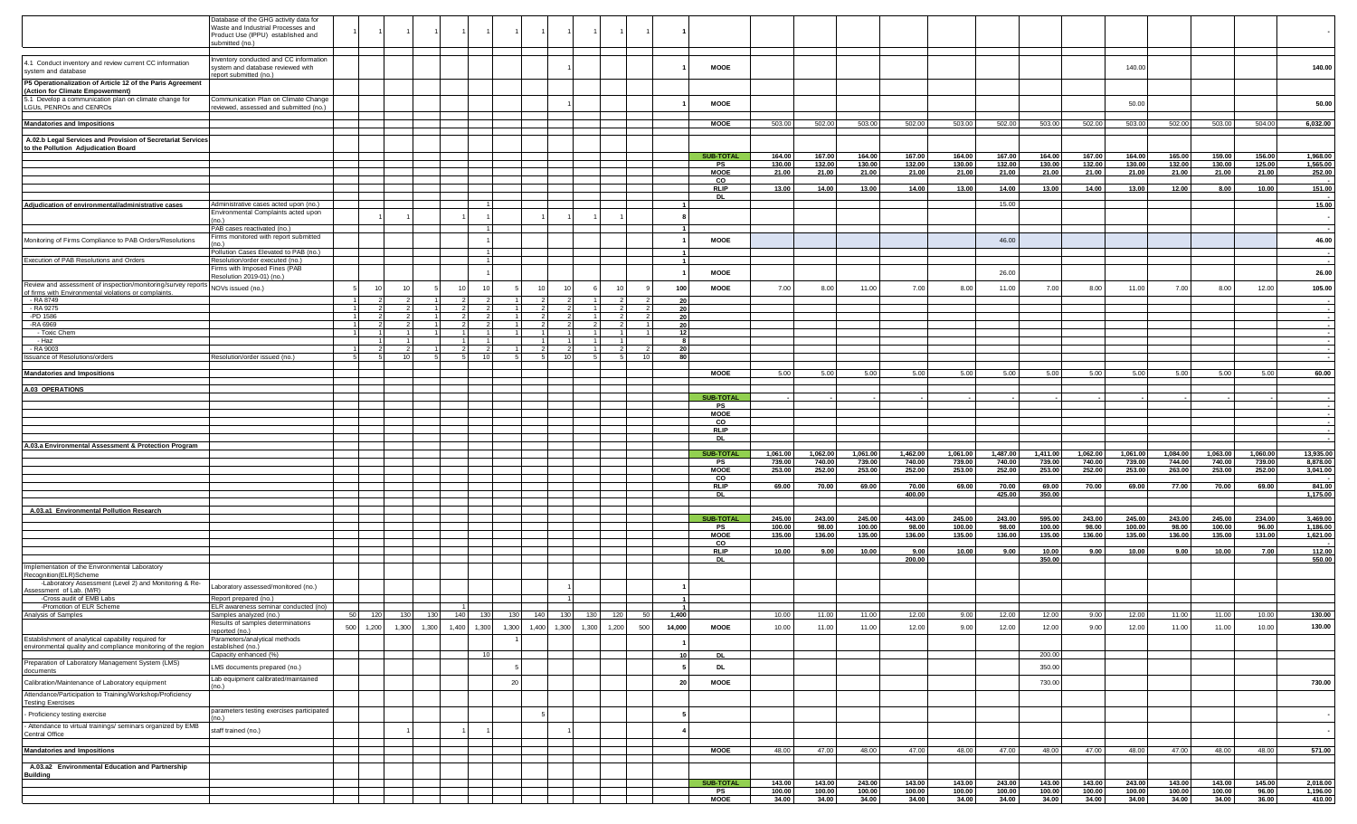| | | | | | | | | | | | | | | | | | | | | | | | | | | | | |
|---|---|---|---|---|---|---|---|---|---|---|---|---|---|---|---|---|---|---|---|---|---|---|---|---|---|---|---|---|
| | Database of the GHG activity data for Waste and Industrial Processes and Product Use (IPPU) established and submitted (no.) | 1 | 1 | 1 | 1 | 1 | 1 | 1 | 1 | 1 | 1 | 1 | 1 | 1 | | | | | | | | | | | | | | - |
| 4.1 Conduct inventory and review current CC information system and database | Inventory conducted and CC information system and database reviewed with report submitted (no.) | | | | | | | | | 1 | | | | 1 | MOOE | | | | | | | | | 140.00 | | | | 140.00 |
| **P5 Operationalization of Article 12 of the Paris Agreement (Action for Climate Empowerment)** | | | | | | | | | | | | | | | | | | | | | | | | | | | | |
| 5.1 Develop a communication plan on climate change for LGUs, PENROs and CENROs | Communication Plan on Climate Change reviewed, assessed and submitted (no.) | | | | | | | | | 1 | | | | 1 | MOOE | | | | | | | | | 50.00 | | | | 50.00 |
| **Mandatories and Impositions** | | | | | | | | | | | | | | | MOOE | 503.00 | 502.00 | 503.00 | 502.00 | 503.00 | 502.00 | 503.00 | 502.00 | 503.00 | 502.00 | 503.00 | 504.00 | 6,032.00 |
| **A.02.b Legal Services and Provision of Secretariat Services to the Pollution Adjudication Board** | | | | | | | | | | | | | | | | | | | | | | | | | | | | |
| | | | | | | | | | | | | | | | **SUB-TOTAL** | 164.00 | 167.00 | 164.00 | 167.00 | 164.00 | 167.00 | 164.00 | 167.00 | 164.00 | 165.00 | 159.00 | 156.00 | 1,968.00 |
| | | | | | | | | | | | | | | | PS | 130.00 | 132.00 | 130.00 | 132.00 | 130.00 | 132.00 | 130.00 | 132.00 | 130.00 | 132.00 | 130.00 | 125.00 | 1,565.00 |
| | | | | | | | | | | | | | | | MOOE | 21.00 | 21.00 | 21.00 | 21.00 | 21.00 | 21.00 | 21.00 | 21.00 | 21.00 | 21.00 | 21.00 | 21.00 | 252.00 |
| | | | | | | | | | | | | | | | CO | | | | | | | | | | | | | - |
| | | | | | | | | | | | | | | | RLIP | 13.00 | 14.00 | 13.00 | 14.00 | 13.00 | 14.00 | 13.00 | 14.00 | 13.00 | 12.00 | 8.00 | 10.00 | 151.00 |
| | | | | | | | | | | | | | | | DL | | | | | | | | | | | | | |
| **Adjudication of environmental/administrative cases** | Administrative cases acted upon (no.) | | | | | | 1 | | | | | | | 1 | | | | | | | 15.00 | | | | | | | 15.00 |
| | Environmental Complaints acted upon (no.) | | 1 | 1 | | 1 | 1 | | 1 | 1 | 1 | 1 | | 8 | | | | | | | | | | | | | | - |
| | PAB cases reactivated (no.) | | | | | | 1 | | | | | | | 1 | | | | | | | | | | | | | | - |
| Monitoring of Firms Compliance to PAB Orders/Resolutions | Firms monitored with report submitted (no.) | | | | | | 1 | | | | | | | 1 | MOOE | | | | | | 46.00 | | | | | | | 46.00 |
| | Pollution Cases Elevated to PAB (no.) | | | | | | 1 | | | | | | | 1 | | | | | | | | | | | | | | - |
| Execution of PAB Resolutions and Orders | Resolution/order executed (no.) | | | | | | 1 | | | | | | | 1 | | | | | | | | | | | | | | - |
| | Firms with Imposed Fines (PAB Resolution 2019-01) (no.) | | | | | | 1 | | | | | | | 1 | MOOE | | | | | | 26.00 | | | | | | | 26.00 |
| Review and assessment of inspection/monitoring/survey reports of firms with Environmental violations or complaints. | NOVs issued (no.) | 5 | 10 | 10 | 5 | 10 | 10 | 5 | 10 | 10 | 6 | 10 | 9 | 100 | MOOE | 7.00 | 8.00 | 11.00 | 7.00 | 8.00 | 11.00 | 7.00 | 8.00 | 11.00 | 7.00 | 8.00 | 12.00 | 105.00 |
| - RA 8749 | | 1 | 2 | 2 | 1 | 2 | 2 | 1 | 2 | 2 | 1 | 2 | 2 | 20 | | | | | | | | | | | | | | - |
| - RA 9275 | | 1 | 2 | 2 | 1 | 2 | 2 | 1 | 2 | 2 | 1 | 2 | 2 | 20 | | | | | | | | | | | | | | - |
| -PD 1586 | | 1 | 2 | 2 | 1 | 2 | 2 | 1 | 2 | 2 | 1 | 2 | 2 | 20 | | | | | | | | | | | | | | - |
| -RA 6969 | | 1 | 2 | 2 | 1 | 2 | 2 | 1 | 2 | 2 | 2 | 2 | 1 | 20 | | | | | | | | | | | | | | - |
| - Toxic Chem | | 1 | 1 | 1 | 1 | 1 | 1 | 1 | 1 | 1 | 1 | 1 | 1 | 12 | | | | | | | | | | | | | | - |
| - Haz | | | 1 | 1 | | 1 | 1 | | 1 | 1 | 1 | 1 | | 8 | | | | | | | | | | | | | | - |
| - RA 9003 | | 1 | 2 | 2 | 1 | 2 | 2 | 1 | 2 | 2 | 1 | 2 | 2 | 20 | | | | | | | | | | | | | | - |
| Issuance of Resolutions/orders | Resolution/order issued (no.) | 5 | 5 | 10 | 5 | 5 | 10 | 5 | 5 | 10 | 5 | 5 | 10 | 80 | | | | | | | | | | | | | | - |
| **Mandatories and Impositions** | | | | | | | | | | | | | | | MOOE | 5.00 | 5.00 | 5.00 | 5.00 | 5.00 | 5.00 | 5.00 | 5.00 | 5.00 | 5.00 | 5.00 | 5.00 | 60.00 |
| **A.03 OPERATIONS** | | | | | | | | | | | | | | | | | | | | | | | | | | | | |
| | | | | | | | | | | | | | | | **SUB-TOTAL** | - | - | - | - | - | - | - | - | - | - | - | - | - |
| | | | | | | | | | | | | | | | PS | | | | | | | | | | | | | - |
| | | | | | | | | | | | | | | | MOOE | | | | | | | | | | | | | - |
| | | | | | | | | | | | | | | | CO | | | | | | | | | | | | | - |
| | | | | | | | | | | | | | | | RLIP | | | | | | | | | | | | | - |
| | | | | | | | | | | | | | | | DL | | | | | | | | | | | | | - |
| **A.03.a Environmental Assessment & Protection Program** | | | | | | | | | | | | | | | | | | | | | | | | | | | | |
| | | | | | | | | | | | | | | | **SUB-TOTAL** | 1,061.00 | 1,062.00 | 1,061.00 | 1,462.00 | 1,061.00 | 1,487.00 | 1,411.00 | 1,062.00 | 1,061.00 | 1,084.00 | 1,063.00 | 1,060.00 | 13,935.00 |
| | | | | | | | | | | | | | | | PS | 739.00 | 740.00 | 739.00 | 740.00 | 739.00 | 740.00 | 739.00 | 740.00 | 739.00 | 744.00 | 740.00 | 739.00 | 8,878.00 |
| | | | | | | | | | | | | | | | MOOE | 253.00 | 252.00 | 253.00 | 252.00 | 253.00 | 252.00 | 253.00 | 252.00 | 253.00 | 263.00 | 253.00 | 252.00 | 3,041.00 |
| | | | | | | | | | | | | | | | CO | | | | | | | | | | | | | - |
| | | | | | | | | | | | | | | | RLIP | 69.00 | 70.00 | 69.00 | 70.00 | 69.00 | 70.00 | 69.00 | 70.00 | 69.00 | 77.00 | 70.00 | 69.00 | 841.00 |
| | | | | | | | | | | | | | | | DL | | | | 400.00 | | 425.00 | 350.00 | | | | | | 1,175.00 |
| **A.03.a1 Environmental Pollution Research** | | | | | | | | | | | | | | | | | | | | | | | | | | | | |
| | | | | | | | | | | | | | | | **SUB-TOTAL** | 245.00 | 243.00 | 245.00 | 443.00 | 245.00 | 243.00 | 595.00 | 243.00 | 245.00 | 243.00 | 245.00 | 234.00 | 3,469.00 |
| | | | | | | | | | | | | | | | PS | 100.00 | 98.00 | 100.00 | 98.00 | 100.00 | 98.00 | 100.00 | 98.00 | 100.00 | 98.00 | 100.00 | 96.00 | 1,186.00 |
| | | | | | | | | | | | | | | | MOOE | 135.00 | 136.00 | 135.00 | 136.00 | 135.00 | 136.00 | 135.00 | 136.00 | 135.00 | 136.00 | 135.00 | 131.00 | 1,621.00 |
| | | | | | | | | | | | | | | | CO | | | | | | | | | | | | | |
| | | | | | | | | | | | | | | | RLIP | 10.00 | 9.00 | 10.00 | 9.00 | 10.00 | 9.00 | 10.00 | 9.00 | 10.00 | 9.00 | 10.00 | 7.00 | 112.00 |
| | | | | | | | | | | | | | | | DL | | | | 200.00 | | | 350.00 | | | | | | 550.00 |
| Implementation of the Environmental Laboratory Recognition(ELR)Scheme | | | | | | | | | | | | | | | | | | | | | | | | | | | | |
| -Laboratory Assessment (Level 2) and Monitoring & Re-Assessment of Lab. (M/R) | Laboratory assessed/monitored (no.) | | | | | | | | | 1 | | | | 1 | | | | | | | | | | | | | | |
| -Cross audit of EMB Labs | Report prepared (no.) | | | | | | | | | 1 | | | | 1 | | | | | | | | | | | | | | |
| -Promotion of ELR Scheme | ELR awareness seminar conducted (no) | | | | | 1 | | | | | | | | 1 | | | | | | | | | | | | | | |
| Analysis of Samples | Samples analyzed (no.) | 50 | 120 | 130 | 130 | 140 | 130 | 130 | 140 | 130 | 130 | 120 | 50 | 1,400 | | 10.00 | 11.00 | 11.00 | 12.00 | 9.00 | 12.00 | 12.00 | 9.00 | 12.00 | 11.00 | 11.00 | 10.00 | 130.00 |
| | Results of samples determinations reported (no.) | 500 | 1,200 | 1,300 | 1,300 | 1,400 | 1,300 | 1,300 | 1,400 | 1,300 | 1,300 | 1,200 | 500 | 14,000 | MOOE | 10.00 | 11.00 | 11.00 | 12.00 | 9.00 | 12.00 | 12.00 | 9.00 | 12.00 | 11.00 | 11.00 | 10.00 | 130.00 |
| Establishment of analytical capability required for environmental quality and compliance monitoring of the region | Parameters/analytical methods established (no.) | | | | | | | 1 | | | | | | 1 | | | | | | | | | | | | | | |
| | Capacity enhanced (%) | | | | | | 10 | | | | | | | 10 | DL | | | | | | | 200.00 | | | | | | |
| Preparation of Laboratory Management System (LMS) documents | LMS documents prepared (no.) | | | | | | | 5 | | | | | | 5 | DL | | | | | | | 350.00 | | | | | | |
| Calibration/Maintenance of Laboratory equipment | Lab equipment calibrated/maintained (no.) | | | | | | | 20 | | | | | | 20 | MOOE | | | | | | | 730.00 | | | | | | 730.00 |
| Attendance/Participation to Training/Workshop/Proficiency Testing Exercises | | | | | | | | | | | | | | | | | | | | | | | | | | | | |
| - Proficiency testing exercise | parameters testing exercises participated (no.) | | | | | | | 5 | | | | | | 5 | | | | | | | | | | | | | | - |
| - Attendance to virtual trainings/ seminars organized by EMB Central Office | staff trained (no.) | | | 1 | | 1 | 1 | | | 1 | | | | 4 | | | | | | | | | | | | | | - |
| **Mandatories and Impositions** | | | | | | | | | | | | | | | MOOE | 48.00 | 47.00 | 48.00 | 47.00 | 48.00 | 47.00 | 48.00 | 47.00 | 48.00 | 47.00 | 48.00 | 48.00 | 571.00 |
| **A.03.a2 Environmental Education and Partnership Building** | | | | | | | | | | | | | | | | | | | | | | | | | | | | |
| | | | | | | | | | | | | | | | **SUB-TOTAL** | 143.00 | 143.00 | 243.00 | 143.00 | 143.00 | 243.00 | 143.00 | 143.00 | 243.00 | 143.00 | 143.00 | 145.00 | 2,018.00 |
| | | | | | | | | | | | | | | | PS | 100.00 | 100.00 | 100.00 | 100.00 | 100.00 | 100.00 | 100.00 | 100.00 | 100.00 | 100.00 | 100.00 | 96.00 | 1,196.00 |
| | | | | | | | | | | | | | | | MOOE | 34.00 | 34.00 | 34.00 | 34.00 | 34.00 | 34.00 | 34.00 | 34.00 | 34.00 | 34.00 | 34.00 | 36.00 | 410.00 |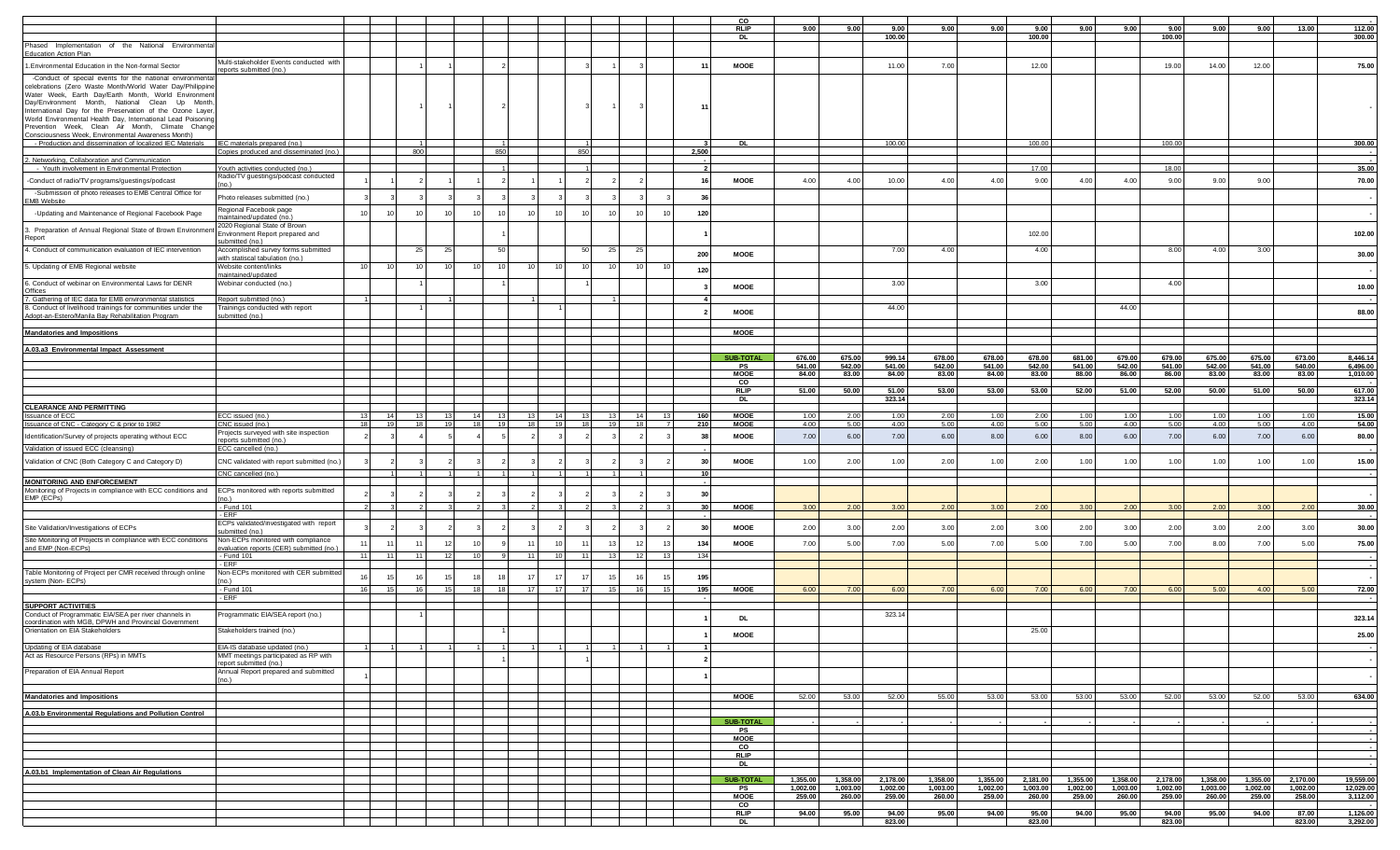| | | | | | | | | | | | | | | | | | | | | | | | | | | | |
|---|---|---|---|---|---|---|---|---|---|---|---|---|---|---|---|---|---|---|---|---|---|---|---|---|---|---|---|
| | | | | | | | | | | | | | | | CO | | | | | | | | | | | | - |
| | | | | | | | | | | | | | | | RLIP | 9.00 | 9.00 | 9.00 | 9.00 | 9.00 | 9.00 | 9.00 | 9.00 | 9.00 | 9.00 | 9.00 | 13.00 | 112.00 |
| | | | | | | | | | | | | | | | DL | | | 100.00 | | | 100.00 | | | 100.00 | | | | 300.00 |
| Phased Implementation of the National Environmental Education Action Plan | | | | | | | | | | | | | | | | | | | | | | | | | | | | |
| 1.Environmental Education in the Non-formal Sector | Multi-stakeholder Events conducted with reports submitted (no.) | | | 1 | 1 | | 2 | | | 3 | 1 | | 3 | 11 | MOOE | | | 11.00 | 7.00 | | 12.00 | | | 19.00 | 14.00 | | 12.00 | 75.00 |
| -Conduct of special events for the national environmental celebrations (Zero Waste Month/World Water Day/Philippine Water Week, Earth Day/Earth Month, World Environment Day/Environment Month, National Clean Up Month, International Day for the Preservation of the Ozone Layer, World Environmental Health Day, International Lead Poisoning Prevention Week, Clean Air Month, Climate Change Consciousness Week, Environmental Awareness Month) | | | | 1 | 1 | | 2 | | | 3 | 1 | | 3 | 11 | | | | | | | | | | | | | | - |
| - Production and dissemination of localized IEC Materials | IEC materials prepared (no.) | | | 1 | | | 1 | | | 1 | | | | 3 | DL | | | 100.00 | | | 100.00 | | | 100.00 | | | | 300.00 |
| | Copies produced and disseminated (no.) | | | 800 | | | 850 | | | 850 | | | | 2,500 | | | | | | | | | | | | | | - |
| 2. Networking, Collaboration and Communication | | | | | | | | | | | | | | - | | | | | | | | | | | | | | - |
| - Youth involvement in Environmental Protection | Youth activities conducted (no.) | | | | | | 1 | | | 1 | | | | 2 | | | | | | | 17.00 | | | 18.00 | | | | 35.00 |
| -Conduct of radio/TV programs/guestings/podcast | Radio/TV guestings/podcast conducted (no.) | 1 | 1 | 2 | 1 | 1 | 2 | 1 | 1 | 2 | 2 | 2 | | 16 | MOOE | 4.00 | 4.00 | 10.00 | 4.00 | 4.00 | 9.00 | 4.00 | 4.00 | 9.00 | 9.00 | 9.00 | | 70.00 |
| -Submission of photo releases to EMB Central Office for EMB Website | Photo releases submitted (no.) | 3 | 3 | 3 | 3 | 3 | 3 | 3 | 3 | 3 | 3 | 3 | 3 | 36 | | | | | | | | | | | | | | - |
| -Updating and Maintenance of Regional Facebook Page | Regional Facebook page maintained/updated (no.) | 10 | 10 | 10 | 10 | 10 | 10 | 10 | 10 | 10 | 10 | 10 | 10 | 120 | | | | | | | | | | | | | | - |
| 3. Preparation of Annual Regional State of Brown Environment Report | 2020 Regional State of Brown Environment Report prepared and submitted (no.) | | | | | | 1 | | | | | | | 1 | | | | | | | 102.00 | | | | | | | 102.00 |
| 4. Conduct of communication evaluation of IEC intervention | Accomplished survey forms submitted with statiscal tabulation (no.) | | | 25 | 25 | | 50 | | | 50 | 25 | 25 | | 200 | MOOE | | | 7.00 | 4.00 | | 4.00 | | | 8.00 | 4.00 | 3.00 | | 30.00 |
| 5. Updating of EMB Regional website | Website content/links maintained/updated | 10 | 10 | 10 | 10 | 10 | 10 | 10 | 10 | 10 | 10 | 10 | 10 | 120 | | | | | | | | | | | | | | - |
| 6. Conduct of webinar on Environmental Laws for DENR Offices | Webinar conducted (no.) | | | 1 | | | 1 | | | 1 | | | | 3 | MOOE | | | 3.00 | | | 3.00 | | | 4.00 | | | | 10.00 |
| 7. Gathering of IEC data for EMB environmental statistics | Report submitted (no.) | 1 | | | 1 | | | 1 | | | 1 | | | 4 | | | | | | | | | | | | | | - |
| 8. Conduct of livelihood trainings for communities under the Adopt-an-Estero/Manila Bay Rehabilitation Program | Trainings conducted with report submitted (no.) | | | 1 | | | | | 1 | | | | | 2 | MOOE | | | 44.00 | | | | | 44.00 | | | | | 88.00 |
| **Mandatories and Impositions** | | | | | | | | | | | | | | | MOOE | | | | | | | | | | | | | |
| **A.03.a3 Environmental Impact Assessment** | | | | | | | | | | | | | | | | | | | | | | | | | | | | |
| | | | | | | | | | | | | | | | SUB-TOTAL | 676.00 | 675.00 | 999.14 | 678.00 | 678.00 | 678.00 | 681.00 | 679.00 | 679.00 | 675.00 | 675.00 | 673.00 | 8,446.14 |
| | | | | | | | | | | | | | | | PS | 541.00 | 542.00 | 541.00 | 542.00 | 541.00 | 542.00 | 541.00 | 542.00 | 541.00 | 542.00 | 541.00 | 540.00 | 6,496.00 |
| | | | | | | | | | | | | | | | MOOE | 84.00 | 83.00 | 84.00 | 83.00 | 84.00 | 83.00 | 88.00 | 86.00 | 86.00 | 83.00 | 83.00 | 83.00 | 1,010.00 |
| | | | | | | | | | | | | | | | CO | | | | | | | | | | | | | - |
| | | | | | | | | | | | | | | | RLIP | 51.00 | 50.00 | 51.00 | 53.00 | 53.00 | 53.00 | 52.00 | 51.00 | 52.00 | 50.00 | 51.00 | 50.00 | 617.00 |
| | | | | | | | | | | | | | | | DL | | | 323.14 | | | | | | | | | | 323.14 |
| **CLEARANCE AND PERMITTING** | | | | | | | | | | | | | | | | | | | | | | | | | | | | |
| Issuance of ECC | ECC issued (no.) | 13 | 14 | 13 | 13 | 14 | 13 | 13 | 14 | 13 | 13 | 14 | 13 | 160 | MOOE | 1.00 | 2.00 | 1.00 | 2.00 | 1.00 | 2.00 | 1.00 | 1.00 | 1.00 | 1.00 | 1.00 | 1.00 | 15.00 |
| Issuance of CNC - Category C & prior to 1982 | CNC issued (no.) | 18 | 19 | 18 | 19 | 18 | 19 | 18 | 19 | 18 | 19 | 18 | 7 | 210 | MOOE | 4.00 | 5.00 | 4.00 | 5.00 | 4.00 | 5.00 | 5.00 | 5.00 | 4.00 | 5.00 | 4.00 | 4.00 | 54.00 |
| Identification/Survey of projects operating without ECC | Projects surveyed with site inspection reports submitted (no.) | 2 | 3 | 4 | 5 | 4 | 5 | 2 | 3 | 2 | 3 | 2 | 3 | 38 | MOOE | 7.00 | 6.00 | 7.00 | 6.00 | 8.00 | 6.00 | 8.00 | 6.00 | 7.00 | 6.00 | 7.00 | 6.00 | 80.00 |
| Validation of issued ECC (cleansing) | ECC cancelled (no.) | | | | | | | | | | | | | - | | | | | | | | | | | | | | |
| Validation of CNC (Both Category C and Category D) | CNC validated with report submitted (no.) | 3 | 2 | 3 | 2 | 3 | 2 | 3 | 2 | 3 | 2 | 3 | 2 | 30 | MOOE | 1.00 | 2.00 | 1.00 | 2.00 | 1.00 | 2.00 | 1.00 | 1.00 | 1.00 | 1.00 | 1.00 | 1.00 | 15.00 |
| | CNC cancelled (no.) | | 1 | 1 | | 1 | 1 | 1 | 1 | 1 | 1 | 1 | 1 | 10 | | | | | | | | | | | | | | - |
| **MONITORING AND ENFORCEMENT** | | | | | | | | | | | | | | | | | | | | | | | | | | | | |
| Monitoring of Projects in compliance with ECC conditions and EMP (ECPs) | ECPs monitored with reports submitted (no.) | 2 | 3 | 2 | 3 | 2 | 3 | 2 | 3 | 2 | 3 | 2 | 3 | 30 | | | | | | | | | | | | | | - |
| | - Fund 101 | 2 | 3 | 2 | 3 | 2 | 3 | 2 | 3 | 2 | 3 | 2 | 3 | 30 | MOOE | 3.00 | 2.00 | 3.00 | 2.00 | 3.00 | 2.00 | 3.00 | 2.00 | 3.00 | 2.00 | 3.00 | 2.00 | 30.00 |
| | - ERF | | | | | | | | | | | | | - | | | | | | | | | | | | | | - |
| Site Validation/Investigations of ECPs | ECPs validated/investigated with report submitted (no.) | 3 | 2 | 3 | 2 | 3 | 2 | 3 | 2 | 3 | 2 | 3 | 2 | 30 | MOOE | 2.00 | 3.00 | 2.00 | 3.00 | 2.00 | 3.00 | 2.00 | 3.00 | 2.00 | 3.00 | 2.00 | 3.00 | 30.00 |
| Site Monitoring of Projects in compliance with ECC conditions and EMP (Non-ECPs) | Non-ECPs monitored with compliance evaluation reports (CER) submitted (no.) | 11 | 11 | 11 | 12 | 10 | 9 | 11 | 10 | 11 | 13 | 12 | 13 | 134 | MOOE | 7.00 | 5.00 | 7.00 | 5.00 | 7.00 | 5.00 | 7.00 | 5.00 | 7.00 | 8.00 | 7.00 | 5.00 | 75.00 |
| | - Fund 101 | 11 | 11 | 11 | 12 | 10 | 9 | 11 | 10 | 11 | 13 | 12 | 13 | 134 | | | | | | | | | | | | | | - |
| | - ERF | | | | | | | | | | | | | | | | | | | | | | | | | | | - |
| Table Monitoring of Project per CMR received through online system (Non- ECPs) | Non-ECPs monitored with CER submitted (no.) | 16 | 15 | 16 | 15 | 18 | 18 | 17 | 17 | 17 | 15 | 16 | 15 | 195 | | | | | | | | | | | | | | - |
| | - Fund 101 | 16 | 15 | 16 | 15 | 18 | 18 | 17 | 17 | 17 | 15 | 16 | 15 | 195 | MOOE | 6.00 | 7.00 | 6.00 | 7.00 | 6.00 | 7.00 | 6.00 | 7.00 | 6.00 | 5.00 | 4.00 | 5.00 | 72.00 |
| | - ERF | | | | | | | | | | | | | - | | | | | | | | | | | | | | - |
| **SUPPORT ACTIVITIES** | | | | | | | | | | | | | | | | | | | | | | | | | | | | |
| Conduct of Programmatic EIA/SEA per river channels in coordination with MGB, DPWH and Provincial Government | Programmatic EIA/SEA report (no.) | | | 1 | | | | | | | | | | 1 | DL | | | 323.14 | | | | | | | | | | 323.14 |
| Orientation on EIA Stakeholders | Stakeholders trained (no.) | | | | | | 1 | | | | | | | 1 | MOOE | | | | | | 25.00 | | | | | | | 25.00 |
| Updating of EIA database | EIA-IS database updated (no.) | 1 | 1 | 1 | 1 | 1 | 1 | 1 | 1 | 1 | 1 | 1 | 1 | 1 | | | | | | | | | | | | | | - |
| Act as Resource Persons (RPs) in MMTs | MMT meetings participated as RP with report submitted (no.) | | | | | | 1 | | | 1 | | | | 2 | | | | | | | | | | | | | | - |
| Preparation of EIA Annual Report | Annual Report prepared and submitted (no.) | 1 | | | | | | | | | | | | 1 | | | | | | | | | | | | | | - |
| **Mandatories and Impositions** | | | | | | | | | | | | | | | MOOE | 52.00 | 53.00 | 52.00 | 55.00 | 53.00 | 53.00 | 53.00 | 53.00 | 52.00 | 53.00 | 52.00 | 53.00 | 634.00 |
| **A.03.b Environmental Regulations and Pollution Control** | | | | | | | | | | | | | | | | | | | | | | | | | | | | |
| | | | | | | | | | | | | | | | SUB-TOTAL | - | - | - | - | - | - | - | - | - | - | - | - | - |
| | | | | | | | | | | | | | | | PS | | | | | | | | | | | | | - |
| | | | | | | | | | | | | | | | MOOE | | | | | | | | | | | | | - |
| | | | | | | | | | | | | | | | CO | | | | | | | | | | | | | - |
| | | | | | | | | | | | | | | | RLIP | | | | | | | | | | | | | - |
| | | | | | | | | | | | | | | | DL | | | | | | | | | | | | | - |
| **A.03.b1 Implementation of Clean Air Regulations** | | | | | | | | | | | | | | | | | | | | | | | | | | | | |
| | | | | | | | | | | | | | | | SUB-TOTAL | 1,355.00 | 1,358.00 | 2,178.00 | 1,358.00 | 1,355.00 | 2,181.00 | 1,355.00 | 1,358.00 | 2,178.00 | 1,358.00 | 1,355.00 | 2,170.00 | 19,559.00 |
| | | | | | | | | | | | | | | | PS | 1,002.00 | 1,003.00 | 1,002.00 | 1,003.00 | 1,002.00 | 1,002.00 | 1,002.00 | 1,003.00 | 1,002.00 | 1,003.00 | 1,002.00 | 1,002.00 | 12,029.00 |
| | | | | | | | | | | | | | | | MOOE | 259.00 | 260.00 | 259.00 | 260.00 | 259.00 | 260.00 | 259.00 | 260.00 | 259.00 | 260.00 | 259.00 | 258.00 | 3,112.00 |
| | | | | | | | | | | | | | | | CO | | | | | | | | | | | | | - |
| | | | | | | | | | | | | | | | RLIP | 94.00 | 95.00 | 94.00 | 95.00 | 94.00 | 95.00 | 94.00 | 95.00 | 94.00 | 95.00 | 94.00 | 87.00 | 1,126.00 |
| | | | | | | | | | | | | | | | DL | | | 823.00 | | | 823.00 | | | 823.00 | | | 823.00 | 3,292.00 |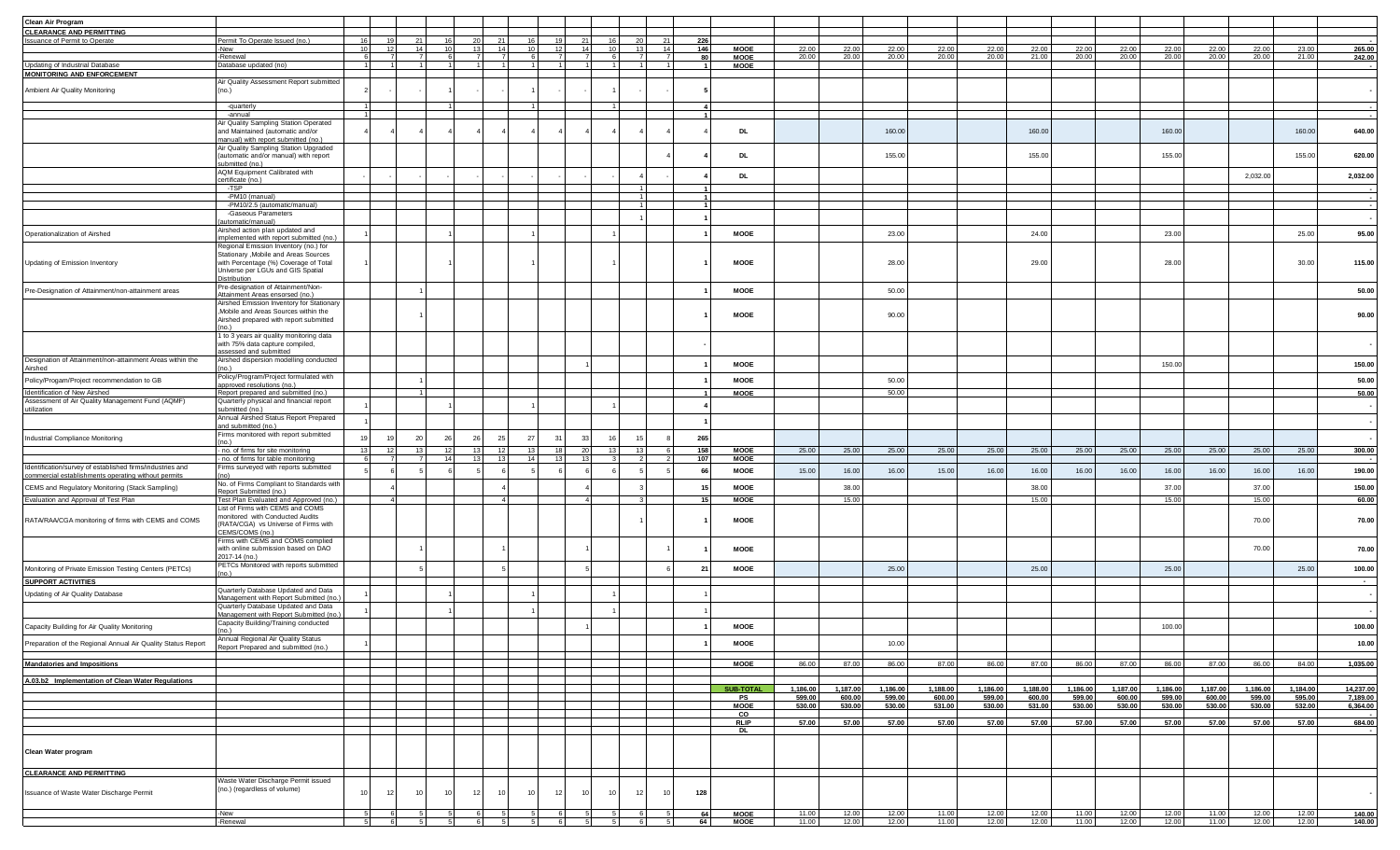| | | | | | | | | | | | | | | | | | | | | | | | | | | | | |
|---|---|---|---|---|---|---|---|---|---|---|---|---|---|---|---|---|---|---|---|---|---|---|---|---|---|---|---|---|
| **Clean Air Program** | | | | | | | | | | | | | | | | | | | | | | | | | | | | |
| **CLEARANCE AND PERMITTING** | | | | | | | | | | | | | | | | | | | | | | | | | | | | |
| Issuance of Permit to Operate | Permit To Operate Issued (no.) | 16 | 19 | 21 | 16 | 20 | 21 | 16 | 19 | 21 | 16 | 20 | 21 | 226 | | | | | | | | | | | | | | - |
| | -New | 10 | 12 | 14 | 10 | 13 | 14 | 10 | 12 | 14 | 10 | 13 | 14 | 146 | MOOE | 22.00 | 22.00 | 22.00 | 22.00 | 22.00 | 22.00 | 22.00 | 22.00 | 22.00 | 22.00 | 22.00 | 23.00 | 265.00 |
| | -Renewal | 6 | 7 | 7 | 6 | 7 | 7 | 6 | 7 | 7 | 6 | 7 | 7 | 80 | MOOE | 20.00 | 20.00 | 20.00 | 20.00 | 20.00 | 21.00 | 20.00 | 20.00 | 20.00 | 20.00 | 20.00 | 21.00 | 242.00 |
| Updating of Industrial Database | Database updated (no) | 1 | 1 | 1 | 1 | 1 | 1 | 1 | 1 | 1 | 1 | 1 | 1 | 1 | MOOE | | | | | | | | | | | | | - |
| **MONITORING AND ENFORCEMENT** | | | | | | | | | | | | | | | | | | | | | | | | | | | | |
| Ambient Air Quality Monitoring | Air Quality Assessment Report submitted (no.) | 2 | - | - | 1 | - | - | 1 | - | - | 1 | - | - | 5 | | | | | | | | | | | | | | - |
| | -quarterly | 1 | | | 1 | | | 1 | | | 1 | | | 4 | | | | | | | | | | | | | | - |
| | -annual | 1 | | | | | | | | | | | | 1 | | | | | | | | | | | | | | - |
| | Air Quality Sampling Station Operated and Maintained (automatic and/or manual) with report submitted (no.) | 4 | 4 | 4 | 4 | 4 | 4 | 4 | 4 | 4 | 4 | 4 | 4 | 4 | DL | | | 160.00 | | | 160.00 | | | 160.00 | | | 160.00 | 640.00 |
| | Air Quality Sampling Station Upgraded (automatic and/or manual) with report submitted (no.) | | | | | | | | | | | | 4 | 4 | DL | | | 155.00 | | | 155.00 | | | 155.00 | | | 155.00 | 620.00 |
| | AQM Equipment Calibrated with certificate (no.) | - | - | - | - | - | - | - | - | - | - | 4 | - | 4 | DL | | | | | | | | | | | 2,032.00 | | 2,032.00 |
| | -TSP | | | | | | | | | | | 1 | | 1 | | | | | | | | | | | | | | - |
| | -PM10 (manual) | | | | | | | | | | | 1 | | 1 | | | | | | | | | | | | | | - |
| | -PM10/2.5 (automatic/manual) | | | | | | | | | | | 1 | | 1 | | | | | | | | | | | | | | - |
| | -Gaseous Parameters (automatic/manual) | | | | | | | | | | | 1 | | 1 | | | | | | | | | | | | | | - |
| Operationalization of Airshed | Airshed action plan updated and implemented with report submitted (no.) | 1 | | | 1 | | | 1 | | | 1 | | | 1 | MOOE | | | 23.00 | | | 24.00 | | | 23.00 | | | 25.00 | 95.00 |
| Updating of Emission Inventory | Regional Emission Inventory (no.) for Stationary ,Mobile and Areas Sources with Percentage (%) Coverage of Total Universe per LGUs and GIS Spatial Distribution | 1 | | | 1 | | | 1 | | | 1 | | | 1 | MOOE | | | 28.00 | | | 29.00 | | | 28.00 | | | 30.00 | 115.00 |
| Pre-Designation of Attainment/non-attainment areas | Pre-designation of Attainment/Non-Attainment Areas ensorsed (no.) | | | 1 | | | | | | | | | | 1 | MOOE | | | 50.00 | | | | | | | | | | 50.00 |
| | Airshed Emission Inventory for Stationary ,Mobile and Areas Sources within the Airshed prepared with report submitted (no.) | | | 1 | | | | | | | | | | 1 | MOOE | | | 90.00 | | | | | | | | | | 90.00 |
| | 1 to 3 years air quality monitoring data with 75% data capture compiled, assessed and submitted | | | | | | | | | | | | | - | | | | | | | | | | | | | | - |
| Designation of Attainment/non-attainment Areas within the Airshed | Airshed dispersion modelling conducted (no.) | | | | | | | | | 1 | | | | 1 | MOOE | | | | | | | | | 150.00 | | | | 150.00 |
| Policy/Progam/Project recommendation to GB | Policy/Program/Project formulated with approved resolutions (no.) | | | 1 | | | | | | | | | | 1 | MOOE | | | 50.00 | | | | | | | | | | 50.00 |
| Identification of New Airshed | Report prepared and submitted (no.) | | | 1 | | | | | | | | | | 1 | MOOE | | | 50.00 | | | | | | | | | | 50.00 |
| Assessment of Air Quality Management Fund (AQMF) utilization | Quarterly physical and financial report submitted (no.) | 1 | | | 1 | | | 1 | | | 1 | | | 4 | | | | | | | | | | | | | | - |
| | Annual Airshed Status Report Prepared and submitted (no.) | 1 | | | | | | | | | | | | 1 | | | | | | | | | | | | | | - |
| Industrial Compliance Monitoring | Firms monitored with report submitted (no.) | 19 | 19 | 20 | 26 | 26 | 25 | 27 | 31 | 33 | 16 | 15 | 8 | 265 | | | | | | | | | | | | | | - |
| | - no. of firms for site monitoring | 13 | 12 | 13 | 12 | 13 | 12 | 13 | 18 | 20 | 13 | 13 | 6 | 158 | MOOE | 25.00 | 25.00 | 25.00 | 25.00 | 25.00 | 25.00 | 25.00 | 25.00 | 25.00 | 25.00 | 25.00 | 25.00 | 300.00 |
| | - no. of firms for table monitoring | 6 | 7 | 7 | 14 | 13 | 13 | 14 | 13 | 13 | 3 | 2 | 2 | 107 | MOOE | | | | | | | | | | | | | - |
| Identification/survey of established firms/industries and commercial establishments operating without permits | Firms surveyed with reports submitted (no) | 5 | 6 | 5 | 6 | 5 | 6 | 5 | 6 | 6 | 6 | 5 | 5 | 66 | MOOE | 15.00 | 16.00 | 16.00 | 15.00 | 16.00 | 16.00 | 16.00 | 16.00 | 16.00 | 16.00 | 16.00 | 16.00 | 190.00 |
| CEMS and Regulatory Monitoring (Stack Sampling) | No. of Firms Compliant to Standards with Report Submitted (no.) | | 4 | | | | 4 | | | 4 | | 3 | | 15 | MOOE | | 38.00 | | | | 38.00 | | | 37.00 | | 37.00 | | 150.00 |
| Evaluation and Approval of Test Plan | Test Plan Evaluated and Approved (no.) | | 4 | | | | 4 | | | 4 | | 3 | | 15 | MOOE | | 15.00 | | | | 15.00 | | | 15.00 | | 15.00 | | 60.00 |
| RATA/RAA/CGA monitoring of firms with CEMS and COMS | List of Firms with CEMS and COMS monitored with Conducted Audits (RATA/CGA) vs Universe of Firms with CEMS/COMS (no.) | | | | | | | | | | 1 | | | 1 | MOOE | | | | | | | | | | | 70.00 | | 70.00 |
| | Firms with CEMS and COMS complied with online submission based on DAO 2017-14 (no.) | | | 1 | | | 1 | | | 1 | | | 1 | 1 | MOOE | | | | | | | | | | | 70.00 | | 70.00 |
| Monitoring of Private Emission Testing Centers (PETCs) | PETCs Monitored with reports submitted (no.) | | | 5 | | | 5 | | | 5 | | | 6 | 21 | MOOE | | | 25.00 | | | 25.00 | | | 25.00 | | | 25.00 | 100.00 |
| **SUPPORT ACTIVITIES** | | | | | | | | | | | | | | | | | | | | | | | | | | | | - |
| Updating of Air Quality Database | Quarterly Database Updated and Data Management with Report Submitted (no.) | 1 | | | 1 | | | 1 | | | 1 | | | 1 | | | | | | | | | | | | | | - |
| | Quarterly Database Updated and Data Management with Report Submitted (no.) | 1 | | | 1 | | | 1 | | | 1 | | | 1 | | | | | | | | | | | | | | - |
| Capacity Building for Air Quality Monitoring | Capacity Building/Training conducted (no.) | | | | | | | | | 1 | | | | 1 | MOOE | | | | | | | | | 100.00 | | | | 100.00 |
| Preparation of the Regional Annual Air Quality Status Report | Annual Regional Air Quality Status Report Prepared and submitted (no.) | 1 | | | | | | | | | | | | 1 | MOOE | | | 10.00 | | | | | | | | | | 10.00 |
| **Mandatories and Impositions** | | | | | | | | | | | | | | | MOOE | 86.00 | 87.00 | 86.00 | 87.00 | 86.00 | 87.00 | 86.00 | 87.00 | 86.00 | 87.00 | 86.00 | 84.00 | 1,035.00 |
| **A.03.b2 Implementation of Clean Water Regulations** | | | | | | | | | | | | | | | | | | | | | | | | | | | | |
| | | | | | | | | | | | | | | | **SUB-TOTAL** | 1,186.00 | 1,187.00 | 1,186.00 | 1,188.00 | 1,186.00 | 1,188.00 | 1,186.00 | 1,187.00 | 1,186.00 | 1,187.00 | 1,186.00 | 1,184.00 | 14,237.00 |
| | | | | | | | | | | | | | | | PS | 599.00 | 600.00 | 599.00 | 600.00 | 599.00 | 600.00 | 599.00 | 600.00 | 599.00 | 600.00 | 599.00 | 595.00 | 7,189.00 |
| | | | | | | | | | | | | | | | MOOE | 530.00 | 530.00 | 530.00 | 531.00 | 530.00 | 531.00 | 530.00 | 530.00 | 530.00 | 530.00 | 530.00 | 532.00 | 6,364.00 |
| | | | | | | | | | | | | | | | CO | | | | | | | | | | | | | |
| | | | | | | | | | | | | | | | RLIP | 57.00 | 57.00 | 57.00 | 57.00 | 57.00 | 57.00 | 57.00 | 57.00 | 57.00 | 57.00 | 57.00 | 57.00 | 684.00 |
| | | | | | | | | | | | | | | | DL | | | | | | | | | | | | | - |
| **Clean Water program** | | | | | | | | | | | | | | | | | | | | | | | | | | | | |
| **CLEARANCE AND PERMITTING** | | | | | | | | | | | | | | | | | | | | | | | | | | | | |
| Issuance of Waste Water Discharge Permit | Waste Water Discharge Permit issued (no.) (regardless of volume) | 10 | 12 | 10 | 10 | 12 | 10 | 10 | 12 | 10 | 10 | 12 | 10 | 128 | | | | | | | | | | | | | | - |
| | -New | 5 | 6 | 5 | 5 | 6 | 5 | 5 | 6 | 5 | 5 | 6 | 5 | 64 | MOOE | 11.00 | 12.00 | 12.00 | 11.00 | 12.00 | 12.00 | 11.00 | 12.00 | 12.00 | 11.00 | 12.00 | 12.00 | 140.00 |
| | -Renewal | 5 | 6 | 5 | 5 | 6 | 5 | 5 | 6 | 5 | 5 | 6 | 5 | 64 | MOOE | 11.00 | 12.00 | 12.00 | 11.00 | 12.00 | 12.00 | 11.00 | 12.00 | 12.00 | 11.00 | 12.00 | 12.00 | 140.00 |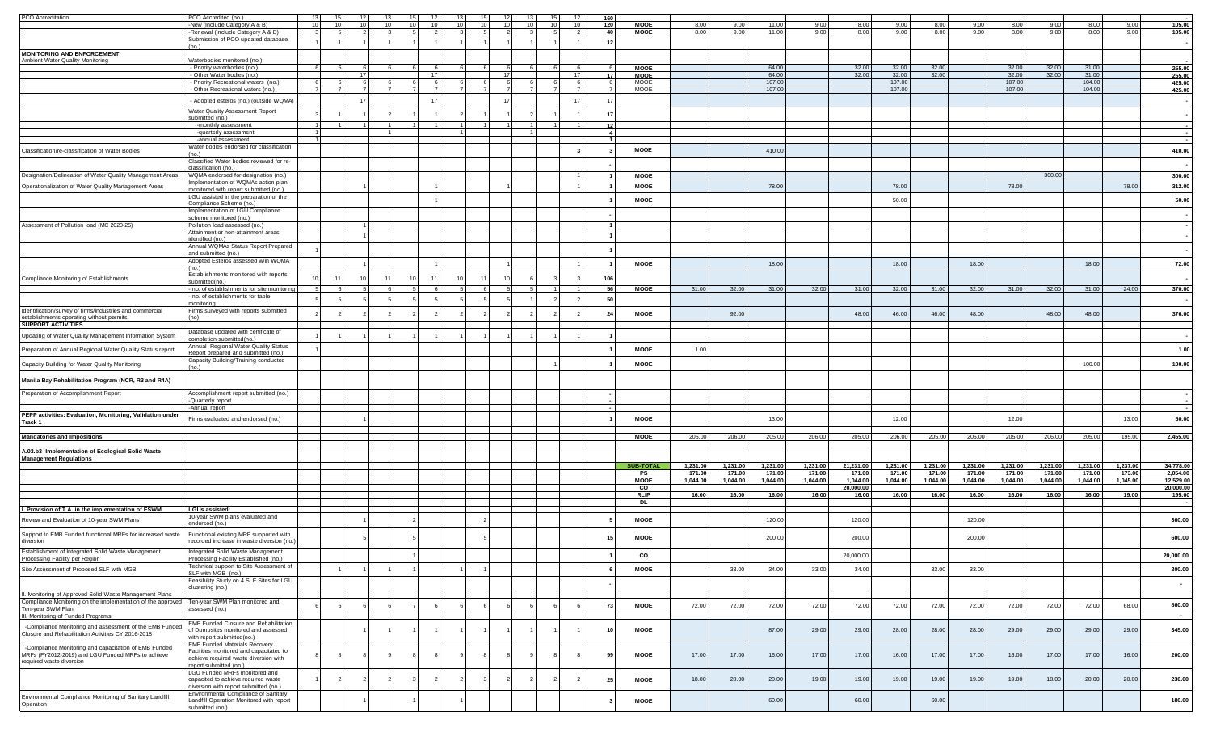| | | | | | | | | | | | | | | | | | | | | | | | | | | | | |
|---|---|---|---|---|---|---|---|---|---|---|---|---|---|---|---|---|---|---|---|---|---|---|---|---|---|---|---|---|
| PCO Accreditation | PCO Accredited (no.) | 13 | 15 | 12 | 13 | 15 | 12 | 13 | 15 | 12 | 13 | 15 | 12 | 160 | | | | | | | | | | | | | | - |
| | -New (include Category A & B) | 10 | 10 | 10 | 10 | 10 | 10 | 10 | 10 | 10 | 10 | 10 | 10 | 120 | MOOE | 8.00 | 9.00 | 11.00 | 9.00 | 8.00 | 9.00 | 8.00 | 9.00 | 8.00 | 9.00 | 8.00 | 9.00 | 105.00 |
| | -Renewal (include Category A & B) | 3 | 5 | 2 | 3 | 5 | 2 | 3 | 5 | 2 | 3 | 5 | 2 | 40 | MOOE | 8.00 | 9.00 | 11.00 | 9.00 | 8.00 | 9.00 | 8.00 | 9.00 | 8.00 | 9.00 | 8.00 | 9.00 | 105.00 |
| | Submission of PCO updated database (no.) | 1 | 1 | 1 | 1 | 1 | 1 | 1 | 1 | 1 | 1 | 1 | 1 | 12 | | | | | | | | | | | | | | - |
| **MONITORING AND ENFORCEMENT** | | | | | | | | | | | | | | | | | | | | | | | | | | | | |
| Ambient Water Quality Monitoring | Waterbodies monitored (no.) | | | | | | | | | | | | | | | | | | | | | | | | | | | - |
| | - Priority waterbodies (no.) | 6 | 6 | 6 | 6 | 6 | 6 | 6 | 6 | 6 | 6 | 6 | 6 | 6 | MOOE | | | 64.00 | | 32.00 | 32.00 | 32.00 | | 32.00 | 32.00 | 31.00 | | 255.00 |
| | - Other Water bodies (no.) | | | 17 | | | 17 | | | | | | 17 | 17 | MOOE | | | 64.00 | | 32.00 | 32.00 | 32.00 | | 32.00 | 32.00 | 31.00 | | 255.00 |
| | - Priority Recreational waters (no.) | 6 | 6 | 6 | 6 | 6 | 6 | 6 | 6 | 6 | 6 | 6 | 6 | 6 | MOOE | | | 107.00 | | | 107.00 | | | 107.00 | | 104.00 | | 425.00 |
| | - Other Recreational waters (no.) | 7 | 7 | 7 | 7 | 7 | 7 | 7 | 7 | 7 | 7 | 7 | 7 | 7 | MOOE | | | 107.00 | | | 107.00 | | | 107.00 | | 104.00 | | 425.00 |
| | - Adopted esteros (no.) (outside WQMA) | | | 17 | | | 17 | | | 17 | | | 17 | 17 | | | | | | | | | | | | | | - |
| | Water Quality Assessment Report submitted (no.) | 3 | 1 | 1 | 2 | 1 | 1 | 2 | 1 | 1 | 2 | 1 | 1 | 17 | | | | | | | | | | | | | | - |
| | -monthly assessment | 1 | 1 | 1 | 1 | 1 | 1 | 1 | 1 | 1 | 1 | 1 | 1 | 12 | | | | | | | | | | | | | | - |
| | -quarterly assessment | 1 | | | 1 | | | 1 | | | 1 | | | 4 | | | | | | | | | | | | | | - |
| | -annual assessment | 1 | | | | | | | | | | | | 1 | | | | | | | | | | | | | | - |
| Classification/re-classification of Water Bodies | Water bodies endorsed for classification (no.) | | | | | | | | | | | | 3 | 3 | MOOE | | | 410.00 | | | | | | | | | | 410.00 |
| | Classified Water bodies reviewed for re-classification (no.) | | | | | | | | | | | | | - | | | | | | | | | | | | | | - |
| Designation/Delineation of Water Quality Management Areas | WQMA endorsed for designation (no.) | | | | | | | | | | | | 1 | 1 | MOOE | | | | | | | | | | 300.00 | | | 300.00 |
| Operationalization of Water Quality Management Areas | Implementation of WQMAs action plan monitored with report submitted (no.) | | | 1 | | | 1 | | | 1 | | | 1 | 1 | MOOE | | | 78.00 | | | 78.00 | | | 78.00 | | | 78.00 | 312.00 |
| | LGU assisted in the preparation of the Compliance Scheme (no.) | | | | | | 1 | | | | | | | 1 | MOOE | | | | | | 50.00 | | | | | | | 50.00 |
| | Implementation of LGU Compliance scheme monitored (no.) | | | | | | | | | | | | | - | | | | | | | | | | | | | | - |
| Assessment of Pollution load (MC 2020-25) | Pollution load assessed (no.) | | | 1 | | | | | | | | | | 1 | | | | | | | | | | | | | | - |
| | Attainment or non-attainment areas identified (no.) | | | 1 | | | | | | | | | | 1 | | | | | | | | | | | | | | - |
| | Annual WQMAs Status Report Prepared and submitted (no.) | 1 | | | | | | | | | | | | 1 | | | | | | | | | | | | | | - |
| | Adopted Esteros assessed w/in WQMA (no.) | | | 1 | | | 1 | | | 1 | | | 1 | 1 | MOOE | | | 18.00 | | | 18.00 | | 18.00 | | | 18.00 | | 72.00 |
| Compliance Monitoring of Establishments | Establishments monitored with reports submitted(no.) | 10 | 11 | 10 | 11 | 10 | 11 | 10 | 11 | 10 | 6 | 3 | 3 | 106 | | | | | | | | | | | | | | - |
| | - no. of establishments for site monitoring | 5 | 6 | 5 | 6 | 5 | 6 | 5 | 6 | 5 | 5 | 1 | 1 | 56 | MOOE | 31.00 | 32.00 | 31.00 | 32.00 | 31.00 | 32.00 | 31.00 | 32.00 | 31.00 | 32.00 | 31.00 | 24.00 | 370.00 |
| | - no. of establishments for table monitoring | 5 | 5 | 5 | 5 | 5 | 5 | 5 | 5 | 5 | 1 | 2 | 2 | 50 | | | | | | | | | | | | | | - |
| Identification/survey of firms/industries and commercial establishments operating without permits | Firms surveyed with reports submitted (no) | 2 | 2 | 2 | 2 | 2 | 2 | 2 | 2 | 2 | 2 | 2 | 2 | 24 | MOOE | | 92.00 | | | 48.00 | 46.00 | 46.00 | 48.00 | | 48.00 | 48.00 | | 376.00 |
| **SUPPORT ACTIVITIES** | | | | | | | | | | | | | | | | | | | | | | | | | | | | |
| Updating of Water Quality Management Information System | Database updated with certificate of completion submitted(no.) | 1 | 1 | 1 | 1 | 1 | 1 | 1 | 1 | 1 | 1 | 1 | 1 | 1 | | | | | | | | | | | | | | - |
| Preparation of Annual Regional Water Quality Status report | Annual Regional Water Quality Status Report prepared and submitted (no.) | 1 | | | | | | | | | | | | 1 | MOOE | 1.00 | | | | | | | | | | | | 1.00 |
| Capacity Building for Water Quality Monitoring | Capacity Building/Training conducted (no.) | | | | | | | | | | | 1 | | 1 | MOOE | | | | | | | | | | | 100.00 | | 100.00 |
| **Manila Bay Rehabilitation Program (NCR, R3 and R4A)** | | | | | | | | | | | | | | | | | | | | | | | | | | | | |
| Preparation of Accomplishment Report | Accomplishment report submitted (no.) | | | | | | | | | | | | | - | | | | | | | | | | | | | | - |
| | -Quarterly report | | | | | | | | | | | | | - | | | | | | | | | | | | | | - |
| | -Annual report | | | | | | | | | | | | | - | | | | | | | | | | | | | | - |
| **PEPP activities: Evaluation, Monitoring, Validation under Track 1** | Firms evaluated and endorsed (no.) | | | 1 | | | | | | | | | | 1 | MOOE | | | 13.00 | | | 12.00 | | | 12.00 | | | 13.00 | 50.00 |
| **Mandatories and Impositions** | | | | | | | | | | | | | | | MOOE | 205.00 | 206.00 | 205.00 | 206.00 | 205.00 | 206.00 | 205.00 | 206.00 | 205.00 | 206.00 | 205.00 | 195.00 | 2,455.00 |
| **A.03.b3 Implementation of Ecological Solid Waste Management Regulations** | | | | | | | | | | | | | | | | | | | | | | | | | | | | |
| | | | | | | | | | | | | | | | **SUB-TOTAL** | 1,231.00 | 1,231.00 | 1,231.00 | 1,231.00 | 21,231.00 | 1,231.00 | 1,231.00 | 1,231.00 | 1,231.00 | 1,231.00 | 1,231.00 | 1,237.00 | 34,778.00 |
| | | | | | | | | | | | | | | | PS | 171.00 | 171.00 | 171.00 | 171.00 | 171.00 | 171.00 | 171.00 | 171.00 | 171.00 | 171.00 | 171.00 | 173.00 | 2,054.00 |
| | | | | | | | | | | | | | | | MOOE | 1,044.00 | 1,044.00 | 1,044.00 | 1,044.00 | 1,044.00 | 1,044.00 | 1,044.00 | 1,044.00 | 1,044.00 | 1,044.00 | 1,044.00 | 1,045.00 | 12,529.00 |
| | | | | | | | | | | | | | | | CO | | | | | 20,000.00 | | | | | | | | 20,000.00 |
| | | | | | | | | | | | | | | | RLIP | 16.00 | 16.00 | 16.00 | 16.00 | 16.00 | 16.00 | 16.00 | 16.00 | 16.00 | 16.00 | 16.00 | 19.00 | 195.00 |
| | | | | | | | | | | | | | | | DL | | | | | | | | | | | | | - |
| **I. Provision of T.A. in the implementation of ESWM** | **LGUs assisted:** | | | | | | | | | | | | | | | | | | | | | | | | | | | |
| Review and Evaluation of 10-year SWM Plans | 10-year SWM plans evaluated and endorsed (no.) | | | 1 | | 2 | | | 2 | | | | | 5 | MOOE | | | 120.00 | | 120.00 | | | 120.00 | | | | | 360.00 |
| Support to EMB Funded functional MRFs for increased waste diversion | Functional existing MRF supported with recorded increase in waste diversion (no.) | | | 5 | | 5 | | | 5 | | | | | 15 | MOOE | | | 200.00 | | 200.00 | | | 200.00 | | | | | 600.00 |
| Establishment of Integrated Solid Waste Management Processing Facility per Region | Integrated Solid Waste Management Processing Facility Established (no.) | | | | | 1 | | | | | | | | 1 | CO | | | | | 20,000.00 | | | | | | | | 20,000.00 |
| Site Assessment of Proposed SLF with MGB | Technical support to Site Assessment of SLF with MGB (no.) | | 1 | 1 | 1 | 1 | | 1 | 1 | | | | | 6 | MOOE | | 33.00 | 34.00 | 33.00 | 34.00 | | 33.00 | 33.00 | | | | | 200.00 |
| | Feasibility Study on 4 SLF Sites for LGU clustering (no.) | | | | | | | | | | | | | - | | | | | | | | | | | | | | - |
| II. Monitoring of Approved Solid Waste Management Plans | | | | | | | | | | | | | | | | | | | | | | | | | | | | |
| Compliance Monitoring on the implementation of the approved Ten-year SWM Plan | Ten-year SWM Plan monitored and assessed (no.) | 6 | 6 | 6 | 6 | 7 | 6 | 6 | 6 | 6 | 6 | 6 | 6 | 73 | MOOE | 72.00 | 72.00 | 72.00 | 72.00 | 72.00 | 72.00 | 72.00 | 72.00 | 72.00 | 72.00 | 72.00 | 68.00 | 860.00 |
| III. Monitoring of Funded Programs | | | | | | | | | | | | | | | | | | | | | | | | | | | | - |
| -Compliance Monitoring and assessment of the EMB Funded Closure and Rehabilitation Activities CY 2016-2018 | EMB Funded Closure and Rehabilitation of Dumpsites monitored and assessed with report submitted(no.) | | | 1 | 1 | 1 | 1 | 1 | 1 | 1 | 1 | 1 | 1 | 10 | MOOE | | | 87.00 | 29.00 | 29.00 | 28.00 | 28.00 | 28.00 | 29.00 | 29.00 | 29.00 | 29.00 | 345.00 |
| -Compliance Monitoring and capacitation of EMB Funded MRFs (FY2012-2019) and LGU Funded MRFs to achieve required waste diversion | EMB Funded Materials Recovery Facilities monitored and capacitated to achieve required waste diversion with report submitted (no.) | 8 | 8 | 8 | 9 | 8 | 8 | 9 | 8 | 8 | 9 | 8 | 8 | 99 | MOOE | 17.00 | 17.00 | 16.00 | 17.00 | 17.00 | 16.00 | 17.00 | 17.00 | 16.00 | 17.00 | 17.00 | 16.00 | 200.00 |
| | LGU Funded MRFs monitored and capacited to achieve required waste diversion with report submitted (no.) | 1 | 2 | 2 | 2 | 3 | 2 | 2 | 3 | 2 | 2 | 2 | 2 | 25 | MOOE | 18.00 | 20.00 | 20.00 | 19.00 | 19.00 | 19.00 | 19.00 | 19.00 | 19.00 | 18.00 | 20.00 | 20.00 | 230.00 |
| Environmental Compliance Monitoring of Sanitary Landfill Operation | Environmental Compliance of Sanitary Landfill Operation Monitored with report submitted (no.) | | | 1 | | | 1 | | | 1 | | | | 3 | MOOE | | | 60.00 | | | 60.00 | | | 60.00 | | | | 180.00 |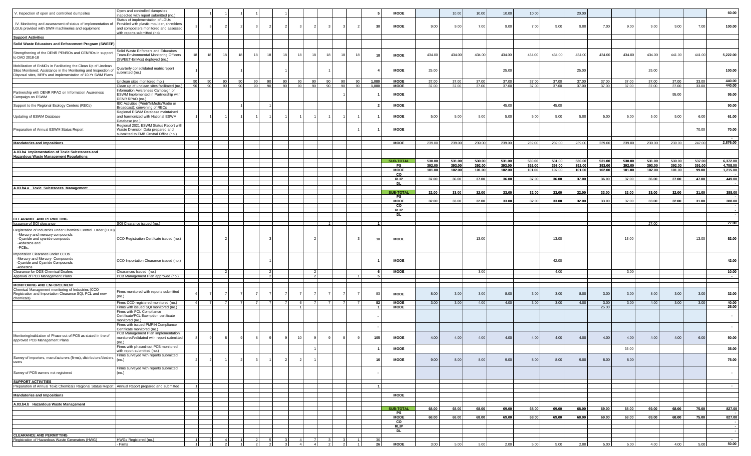| | | | | | | | | | | | | | | | | | | | | | | | | | | | | |
|---|---|---|---|---|---|---|---|---|---|---|---|---|---|---|---|---|---|---|---|---|---|---|---|---|---|---|---|---|
| V. Inspection of open and controlled dumpsites | Open and controlled dumpsites inspected with report submitted (no.) | | 1 | 1 | 1 | 1 | | 1 | | | | | | 5 | MOOE | | 10.00 | 10.00 | 10.00 | 10.00 | | 20.00 | | | | | | 60.00 |
| IV. Monitoring and assessment of status of implementation of LGUs provided with SWM machineries and equipment | Status of implementation of LGUs Provided with plastic moulder, shredders and composters monitored and assessed with reports submitted (no) | 3 | 3 | 2 | 2 | 3 | 2 | 2 | 3 | 2 | 3 | 3 | 2 | 30 | MOOE | 9.00 | 9.00 | 7.00 | 9.00 | 7.00 | 9.00 | 9.00 | 7.00 | 9.00 | 9.00 | 9.00 | 7.00 | 100.00 |
| **Support Activities** | | | | | | | | | | | | | | | | | | | | | | | | | | | | |
| **Solid Waste Educators and Enforcement Program (SWEEP)** | | | | | | | | | | | | | | | | | | | | | | | | | | | | |
| Strengthening of the DENR PENROs and CENROs in support to DAO 2018-18 | Solid Waste Enforcers and Educators Team-Environmental Monitoring Officers (SWEET-EnMos) deployed (no.) | 18 | 18 | 18 | 18 | 18 | 18 | 18 | 18 | 18 | 18 | 18 | 18 | 18 | MOOE | 434.00 | 434.00 | 434.00 | 434.00 | 434.00 | 434.00 | 434.00 | 434.00 | 434.00 | 434.00 | 441.00 | 441.00 | 5,222.00 |
| Mobilization of EnMOs in Facilitating the Clean Up of Unclean Sites Monitored; Assistance in the Monitoring and Inspection of Disposal sites, MRFs and implementation of 10-Yr SWM Plans | Quarterly consolidated matrix report submitted (no.) | 1 | | | 1 | | | 1 | | | 1 | | | 4 | MOOE | 25.00 | | | 25.00 | | | 25.00 | | | 25.00 | | | 100.00 |
| | Unclean sites monitored (no.) | 90 | 90 | 90 | 90 | 90 | 90 | 90 | 90 | 90 | 90 | 90 | 90 | 1,080 | MOOE | 37.00 | 37.00 | 37.00 | 37.00 | 37.00 | 37.00 | 37.00 | 37.00 | 37.00 | 37.00 | 37.00 | 33.00 | 440.00 |
| | Clean up of unclean sites facilitated (no.) | 90 | 90 | 90 | 90 | 90 | 90 | 90 | 90 | 90 | 90 | 90 | 90 | 1,080 | MOOE | 37.00 | 37.00 | 37.00 | 37.00 | 37.00 | 37.00 | 37.00 | 37.00 | 37.00 | 37.00 | 37.00 | 33.00 | 440.00 |
| Partnership with DENR RPAO on Information Awareness Campaign on ESWM | Information Awareness Campaign on ESWM Implemented in Partnership with DENR RPAO (no.) | | | | | | | | | | | 1 | | 1 | MOOE | | | | | | | | | | | 95.00 | | 95.00 |
| Support to the Regional Ecology Centers (RECs) | IEC Activities (Print/TriMedia/Radio or Broadcast); convening of RECs | | | | 1 | | | 1 | | | | | | 2 | MOOE | | | | 45.00 | | | 45.00 | | | | | | 90.00 |
| Updating of ESWM Database | Regional ESWM Database maintained and harmonized with National ESWM Database (no.) | 1 | 1 | | 1 | | 1 | | 1 | 1 | 1 | 1 | 1 | 1 | MOOE | 5.00 | 5.00 | 5.00 | 5.00 | 5.00 | 5.00 | 5.00 | 5.00 | 5.00 | 5.00 | 5.00 | 6.00 | 61.00 |
| Preparation of Annual ESWM Status Report | Regional 2021 ESWM Status Report with Waste Diversion Data prepared and submitted to EMB Central Office (no.) | | | | | | | | | | | | 1 | 1 | MOOE | | | | | | | | | | | | 70.00 | 70.00 |
| | | | | | | | | | | | | | | | | | | | | | | | | | | | | - |
| **Mandatories and Impositions** | | | | | | | | | | | | | | | MOOE | 239.00 | 239.00 | 239.00 | 239.00 | 239.00 | 239.00 | 239.00 | 239.00 | 239.00 | 239.00 | 239.00 | 247.00 | 2,876.00 |
| **A.03.b4 Implementation of Toxic Substances and Hazardous Waste Management Regulations** | | | | | | | | | | | | | | | | | | | | | | | | | | | | |
| | | | | | | | | | | | | | | | **SUB-TOTAL** | 530.00 | 531.00 | 530.00 | 531.00 | 530.00 | 531.00 | 530.00 | 531.00 | 530.00 | 531.00 | 530.00 | 537.00 | 6,372.00 |
| | | | | | | | | | | | | | | | **PS** | 392.00 | 393.00 | 392.00 | 393.00 | 392.00 | 393.00 | 392.00 | 393.00 | 392.00 | 393.00 | 392.00 | 391.00 | 4,708.00 |
| | | | | | | | | | | | | | | | **MOOE** | 101.00 | 102.00 | 101.00 | 102.00 | 101.00 | 102.00 | 101.00 | 102.00 | 101.00 | 102.00 | 101.00 | 99.00 | 1,215.00 |
| | | | | | | | | | | | | | | | **CO** | | | | | | | | | | | | | |
| | | | | | | | | | | | | | | | **RLIP** | 37.00 | 36.00 | 37.00 | 36.00 | 37.00 | 36.00 | 37.00 | 36.00 | 37.00 | 36.00 | 37.00 | 47.00 | 449.00 |
| | | | | | | | | | | | | | | | **DL** | | | | | | | | | | | | | - |
| **A.03.b4.a Toxic Substances Management** | | | | | | | | | | | | | | | | | | | | | | | | | | | | |
| | | | | | | | | | | | | | | | **SUB-TOTAL** | 32.00 | 33.00 | 32.00 | 33.00 | 32.00 | 33.00 | 32.00 | 33.00 | 32.00 | 33.00 | 32.00 | 31.00 | 388.00 |
| | | | | | | | | | | | | | | | **PS** | | | | | | | | | | | | | - |
| | | | | | | | | | | | | | | | **MOOE** | 32.00 | 33.00 | 32.00 | 33.00 | 32.00 | 33.00 | 32.00 | 33.00 | 32.00 | 33.00 | 32.00 | 31.00 | 388.00 |
| | | | | | | | | | | | | | | | **CO** | | | | | | | | | | | | | - |
| | | | | | | | | | | | | | | | **RLIP** | | | | | | | | | | | | | - |
| | | | | | | | | | | | | | | | **DL** | | | | | | | | | | | | | - |
| **CLEARANCE AND PERMITTING** | | | | | | | | | | | | | | | | | | | | | | | | | | | | |
| Issuance of SQI clearance | SQI Clearance issued (no.) | | | | | | | | 1 | | | | | 1 | | | | | | | | | | | 27.00 | | | 27.00 |
| Registration of Industries under Chemical Control Order (CCO) -Mercury and mercury compounds -Cyanide and cyanide compouds -Asbestos and -PCBs. | CCO Registration Certificate issued (no.) | | | 2 | | | 3 | | | 2 | | | 3 | 10 | MOOE | | | 13.00 | | | 13.00 | | | 13.00 | | | 13.00 | 52.00 |
| Importation Clearance under CCOs -Mercury and Mercury Compounds -Cyanide and Cyanide Compounds -Asbestos | CCO Importation Clearance issued (no.) | | | | | | 1 | | | | | | | 1 | MOOE | | | | | | 42.00 | | | | | | | 42.00 |
| Clearance for ODS Chemical Dealers | Clearances Issued (no.) | | | 2 | | | 2 | | | 2 | | | | 6 | MOOE | | | 3.00 | | | 4.00 | | | 3.00 | | | | 10.00 |
| Approval of PCB Management Plans | PCB Management Plan approved (no.) | | | | | | 2 | | | 2 | | | 1 | 5 | | | | | | | | | | | | | | - |
| **MONITORING AND ENFORCEMENT** | | | | | | | | | | | | | | | | | | | | | | | | | | | | |
| Chemical Management monitoring of Industries (CCO Registration and Importation Clearance SQI, PCL and new chemicals) | Firms monitored with reports submitted (no.) | 6 | 7 | 7 | 7 | 7 | 7 | 7 | 7 | 7 | 7 | 7 | 7 | 83 | MOOE | 8.00 | 3.00 | 3.00 | 8.00 | 3.00 | 3.00 | 8.00 | 3.00 | 3.00 | 8.00 | 3.00 | 3.00 | 32.00 |
| | Firms CCO registered monitored (no.) | 6 | 7 | 7 | 7 | 7 | 7 | 7 | 6 | 7 | 7 | 7 | 7 | 82 | MOOE | 3.00 | 3.00 | 4.00 | 4.00 | 3.00 | 3.00 | 4.00 | 3.00 | 3.00 | 4.00 | 3.00 | 3.00 | 40.00 |
| | Firms with issued SQI monitored (no.) | | | | | | | | 1 | | | | | 1 | MOOE | | | | | | | | 25.00 | | | | | 25.00 |
| | Firms with PCL Compliance Certificate/PCL Exemption certificate monitored (no.) | | | | | | | | | | | | | - | | | | | | | | | | | | | | - |
| | Firms with issued PMPIN Compliance Certificate monitored (no.) | | | | | | | | | | | | | - | | | | | | | | | | | | | | - |
| Monitoring/validation of Phase-out of PCB as stated in the of approved PCB Management Plans | PCB Management Plan implementation monitored/validated with report submitted (no.) | 8 | 9 | 8 | 9 | 8 | 9 | 9 | 10 | 9 | 9 | 8 | 9 | 105 | MOOE | 4.00 | 4.00 | 4.00 | 4.00 | 4.00 | 4.00 | 4.00 | 4.00 | 4.00 | 4.00 | 4.00 | 6.00 | 50.00 |
| | Firms with phased-out PCB monitored with report submitted (no.) | | | | | | | | | 1 | | | | 1 | MOOE | | | | | | | | | 35.00 | | | | 35.00 |
| Survey of importers, manufacturers (firms), distributors/dealers, users | Firms surveyed with reports submitted (no.) | 2 | 2 | 1 | 2 | 3 | 1 | 2 | 2 | 1 | | | | 16 | MOOE | 9.00 | 8.00 | 8.00 | 9.00 | 8.00 | 8.00 | 9.00 | 8.00 | 8.00 | | | | 75.00 |
| Survey of PCB owners not registered | Firms surveyed with reports submitted (no.) | | | | | | | | | | | | | - | | | | | | | | | | | | | | - |
| **SUPPORT ACTIVITIES** | | | | | | | | | | | | | | | | | | | | | | | | | | | | |
| Preparation of Annual Toxic Chemicals Regional Status Report | Annual Report prepared and submitted | 1 | | | | | | | | | | | | 1 | | | | | | | | | | | | | | - |
| **Mandatories and Impositions** | | | | | | | | | | | | | | | MOOE | | | | | | | | | | | | | |
| **A.03.b4.b Hazardous Waste Management** | | | | | | | | | | | | | | | | | | | | | | | | | | | | |
| | | | | | | | | | | | | | | | **SUB-TOTAL** | 68.00 | 68.00 | 68.00 | 69.00 | 68.00 | 69.00 | 68.00 | 69.00 | 68.00 | 69.00 | 68.00 | 75.00 | 827.00 |
| | | | | | | | | | | | | | | | **PS** | | | | | | | | | | | | | |
| | | | | | | | | | | | | | | | **MOOE** | 68.00 | 68.00 | 68.00 | 69.00 | 68.00 | 69.00 | 68.00 | 69.00 | 68.00 | 69.00 | 68.00 | 75.00 | 827.00 |
| | | | | | | | | | | | | | | | **CO** | | | | | | | | | | | | | - |
| | | | | | | | | | | | | | | | **RLIP** | | | | | | | | | | | | | - |
| | | | | | | | | | | | | | | | **DL** | | | | | | | | | | | | | - |
| **CLEARANCE AND PERMITTING** | | | | | | | | | | | | | | | | | | | | | | | | | | | | |
| Registration of Hazardous Waste Generators (HWG) | HWGs Registered (no.) | 1 | 2 | 4 | 1 | 2 | 5 | 3 | 4 | 7 | 3 | 3 | 1 | 36 | | | | | | | | | | | | | | - |
| | - Firms | 1 | 2 | 2 | 1 | 2 | 2 | 3 | 4 | 4 | 2 | 2 | 1 | 26 | MOOE | 3.00 | 5.00 | 5.00 | 2.00 | 5.00 | 5.00 | 2.00 | 5.00 | 5.00 | 4.00 | 4.00 | 5.00 | 50.00 |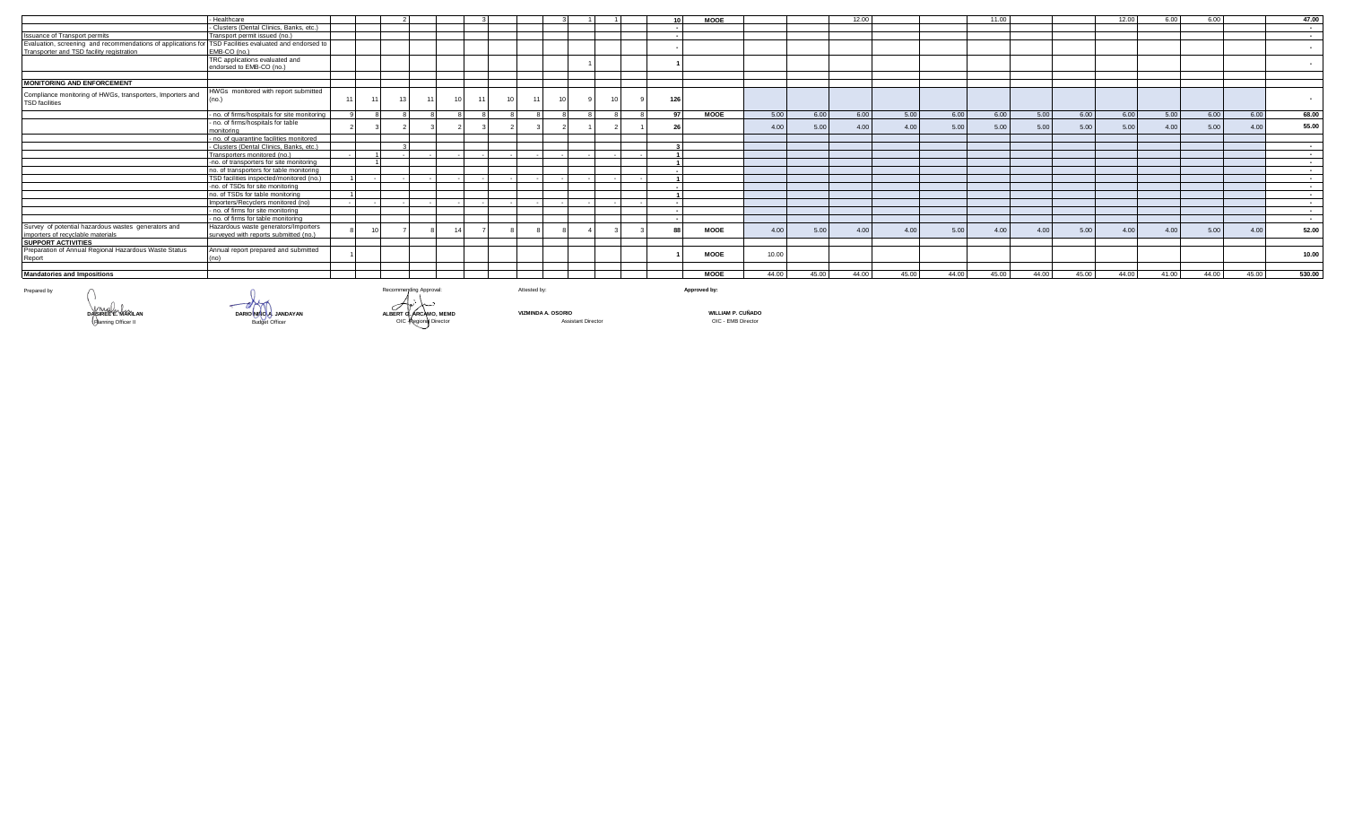| | | | | | | | | | | | | | | | | | | | | | | | | | | | | |
|---|---|---|---|---|---|---|---|---|---|---|---|---|---|---|---|---|---|---|---|---|---|---|---|---|---|---|---|---|
| | - Healthcare | | | 2 | | | 3 | | | 3 | 1 | 1 | | 10 | MOOE | | | 12.00 | | | 11.00 | | | 12.00 | 6.00 | 6.00 | | 47.00 |
| | - Clusters (Dental Clinics, Banks, etc.) | | | | | | | | | | | | | - | | | | | | | | | | | | | | - |
| Issuance of Transport permits | Transport permit issued (no.) | | | | | | | | | | | | | - | | | | | | | | | | | | | | - |
| Evaluation, screening and recommendations of applications for Transporter and TSD facility registration | TSD Facilities evaluated and endorsed to EMB-CO (no.) | | | | | | | | | | | | | - | | | | | | | | | | | | | | - |
| | TRC applications evaluated and endorsed to EMB-CO (no.) | | | | | | | | | | 1 | | | 1 | | | | | | | | | | | | | | - |
| | | | | | | | | | | | | | | | | | | | | | | | | | | | | |
| **MONITORING AND ENFORCEMENT** | | | | | | | | | | | | | | | | | | | | | | | | | | | | |
| Compliance monitoring of HWGs, transporters, Importers and TSD facilities | HWGs monitored with report submitted (no.) | 11 | 11 | 13 | 11 | 10 | 11 | 10 | 11 | 10 | 9 | 10 | 9 | 126 | | | | | | | | | | | | | | - |
| | - no. of firms/hospitals for site monitoring | 9 | 8 | 8 | 8 | 8 | 8 | 8 | 8 | 8 | 8 | 8 | 8 | 97 | MOOE | 5.00 | 6.00 | 6.00 | 5.00 | 6.00 | 6.00 | 5.00 | 6.00 | 6.00 | 5.00 | 6.00 | 6.00 | 68.00 |
| | - no. of firms/hospitals for table monitoring | 2 | 3 | 2 | 3 | 2 | 3 | 2 | 3 | 2 | 1 | 2 | 1 | 26 | | 4.00 | 5.00 | 4.00 | 4.00 | 5.00 | 5.00 | 5.00 | 5.00 | 5.00 | 4.00 | 5.00 | 4.00 | 55.00 |
| | - no. of quarantine facilities monitored | | | | | | | | | | | | | | | | | | | | | | | | | | | |
| | - Clusters (Dental Clinics, Banks, etc.) | | | 3 | | | | | | | | | | 3 | | | | | | | | | | | | | | - |
| | Transporters monitored (no.) | - | 1 | - | - | - | - | - | - | - | - | - | - | 1 | | | | | | | | | | | | | | - |
| | -no. of transporters for site monitoring | | 1 | | | | | | | | | | | 1 | | | | | | | | | | | | | | - |
| | no. of transporters for table monitoring | | | | | | | | | | | | | - | | | | | | | | | | | | | | - |
| | TSD facilities inspected/monitored (no.) | 1 | - | - | - | - | - | - | - | - | - | - | - | 1 | | | | | | | | | | | | | | - |
| | -no. of TSDs for site monitoring | | | | | | | | | | | | | - | | | | | | | | | | | | | | - |
| | no. of TSDs for table monitoring | 1 | | | | | | | | | | | | 1 | | | | | | | | | | | | | | - |
| | Importers/Recyclers monitored (no) | - | - | - | - | - | - | - | - | - | - | - | - | - | | | | | | | | | | | | | | - |
| | - no. of firms for site monitoring | | | | | | | | | | | | | - | | | | | | | | | | | | | | - |
| | - no. of firms for table monitoring | | | | | | | | | | | | | - | | | | | | | | | | | | | | - |
| Survey of potential hazardous wastes generators and importers of recyclable materials | Hazardous waste generators/importers surveyed with reports submitted (no.) | 8 | 10 | 7 | 8 | 14 | 7 | 8 | 8 | 8 | 4 | 3 | 3 | 88 | MOOE | 4.00 | 5.00 | 4.00 | 4.00 | 5.00 | 4.00 | 4.00 | 5.00 | 4.00 | 4.00 | 5.00 | 4.00 | 52.00 |
| **SUPPORT ACTIVITIES** | | | | | | | | | | | | | | | | | | | | | | | | | | | | |
| Preparation of Annual Regional Hazardous Waste Status Report | Annual report prepared and submitted (no) | 1 | | | | | | | | | | | | 1 | MOOE | 10.00 | | | | | | | | | | | | 10.00 |
| | | | | | | | | | | | | | | | | | | | | | | | | | | | | |
| **Mandatories and Impositions** | | | | | | | | | | | | | | | MOOE | 44.00 | 45.00 | 44.00 | 45.00 | 44.00 | 45.00 | 44.00 | 45.00 | 44.00 | 41.00 | 44.00 | 45.00 | 530.00 |

Prepared by:

**DAISREE E. MAOLAN**
Planning Officer II

**DARIO PAOLO A. JANDAYAN**
Budget Officer

Recommending Approval:

**ALBERT G. ARCAMO, MEMD**
OIC - Regional Director

Attested by:

**VIZMINDA A. OSORIO**
Assistant Director

Approved by:

**WILLIAM P. CUÑADO**
OIC - EMB Director